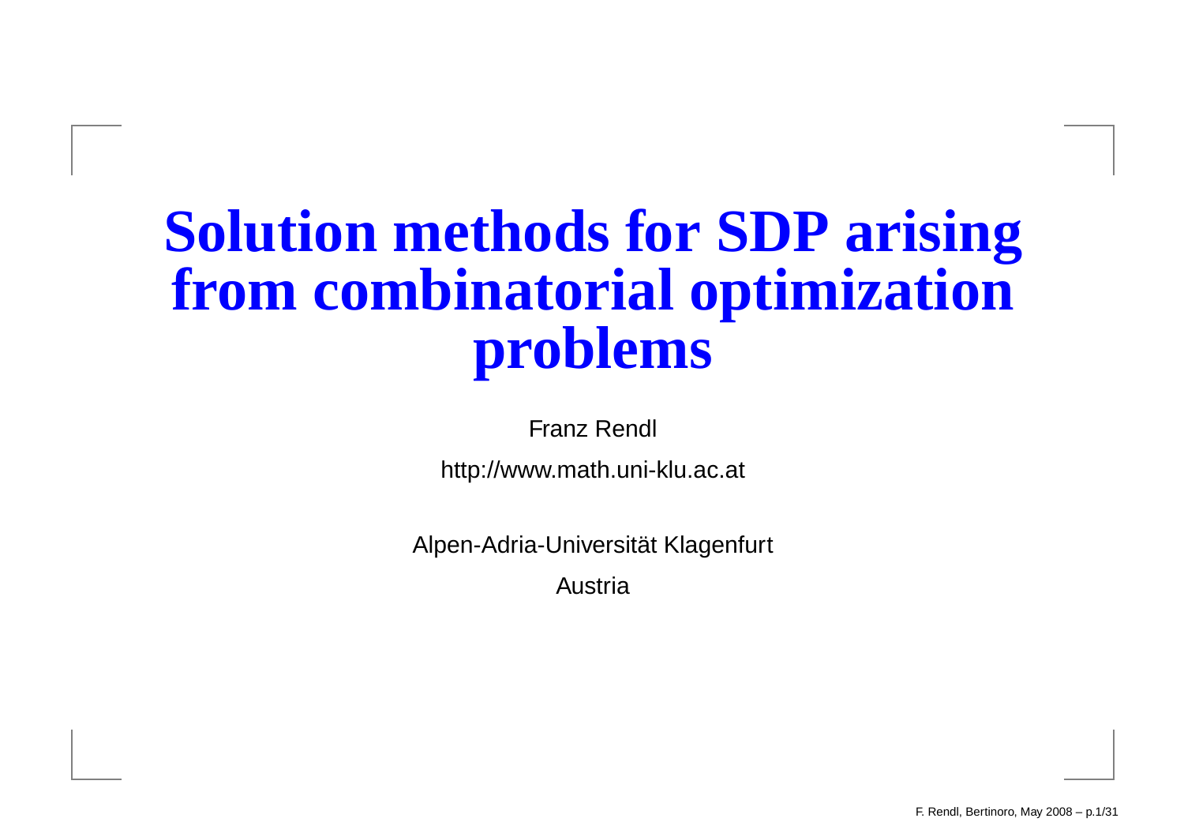# Solution methods for SDP arising from combinatorial optimization problems

Franz Rendl

http://www.math.uni-klu.ac.at

Alpen-Adria-Universität Klagenfurt

Austria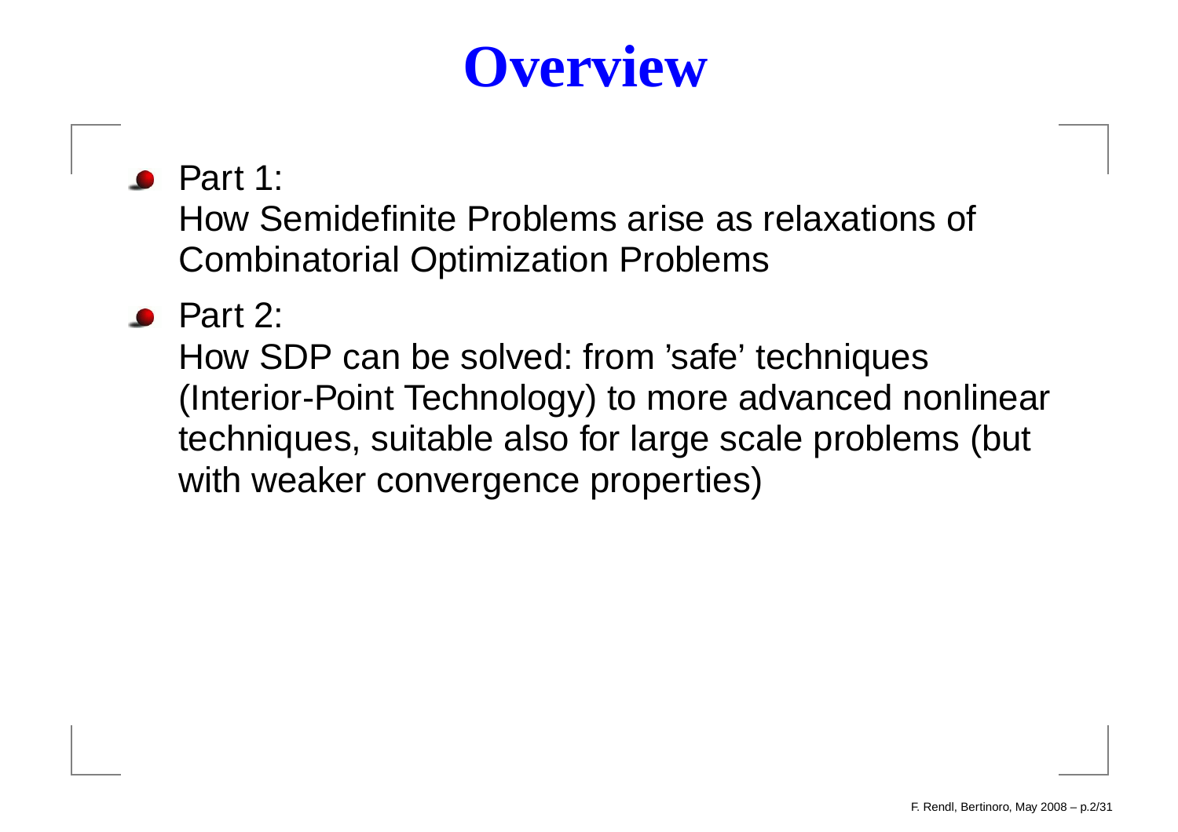# Overview

- Part 1:
  How Semidefinite Problems arise as relaxations of Combinatorial Optimization Problems
- Part 2:
  How SDP can be solved: from 'safe' techniques (Interior-Point Technology) to more advanced nonlinear techniques, suitable also for large scale problems (but with weaker convergence properties)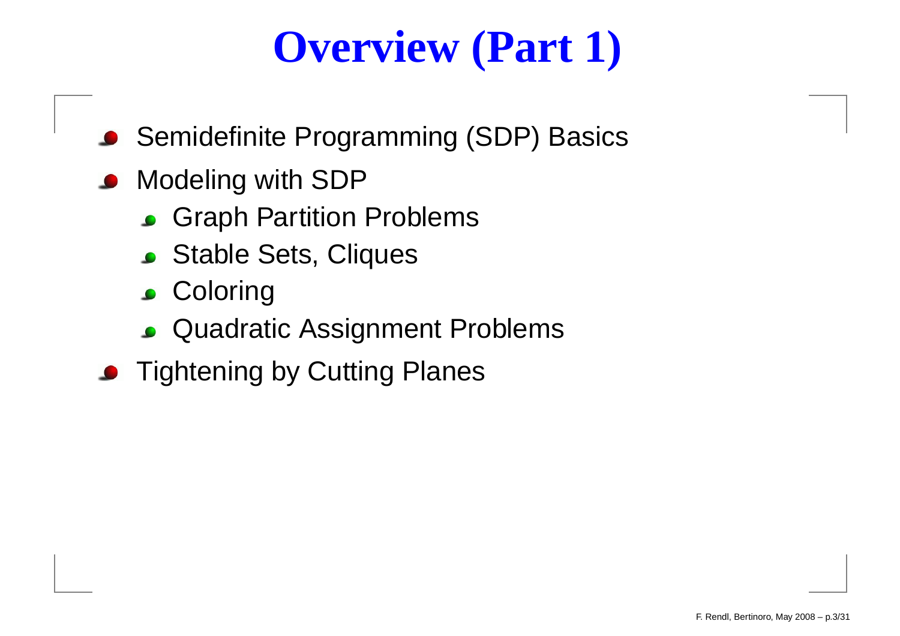# Overview (Part 1)

- Semidefinite Programming (SDP) Basics
- Modeling with SDP
  - Graph Partition Problems
  - Stable Sets, Cliques
  - Coloring
  - Quadratic Assignment Problems
- Tightening by Cutting Planes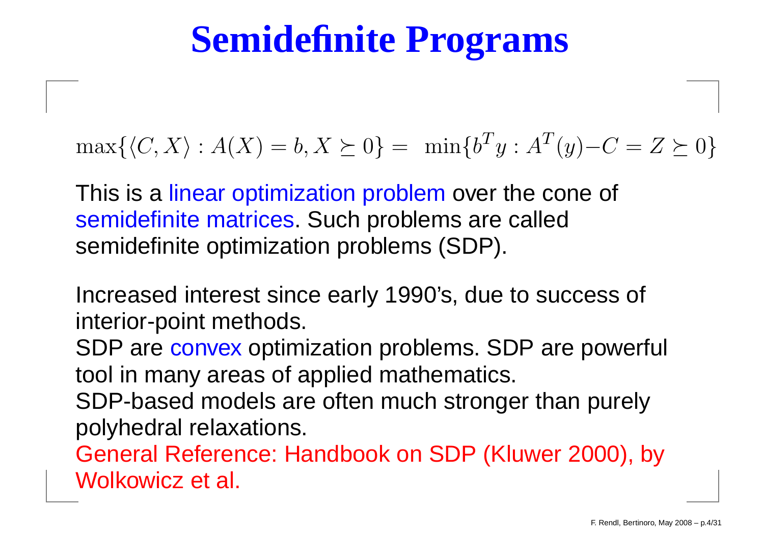# Semidefinite Programs

$$\max\{\langle C, X\rangle : A(X) = b, X \succeq 0\} = \min\{b^T y : A^T(y) - C = Z \succeq 0\}$$

This is a linear optimization problem over the cone of semidefinite matrices. Such problems are called semidefinite optimization problems (SDP).

Increased interest since early 1990's, due to success of interior-point methods.
SDP are convex optimization problems. SDP are powerful tool in many areas of applied mathematics.
SDP-based models are often much stronger than purely polyhedral relaxations.
General Reference: Handbook on SDP (Kluwer 2000), by Wolkowicz et al.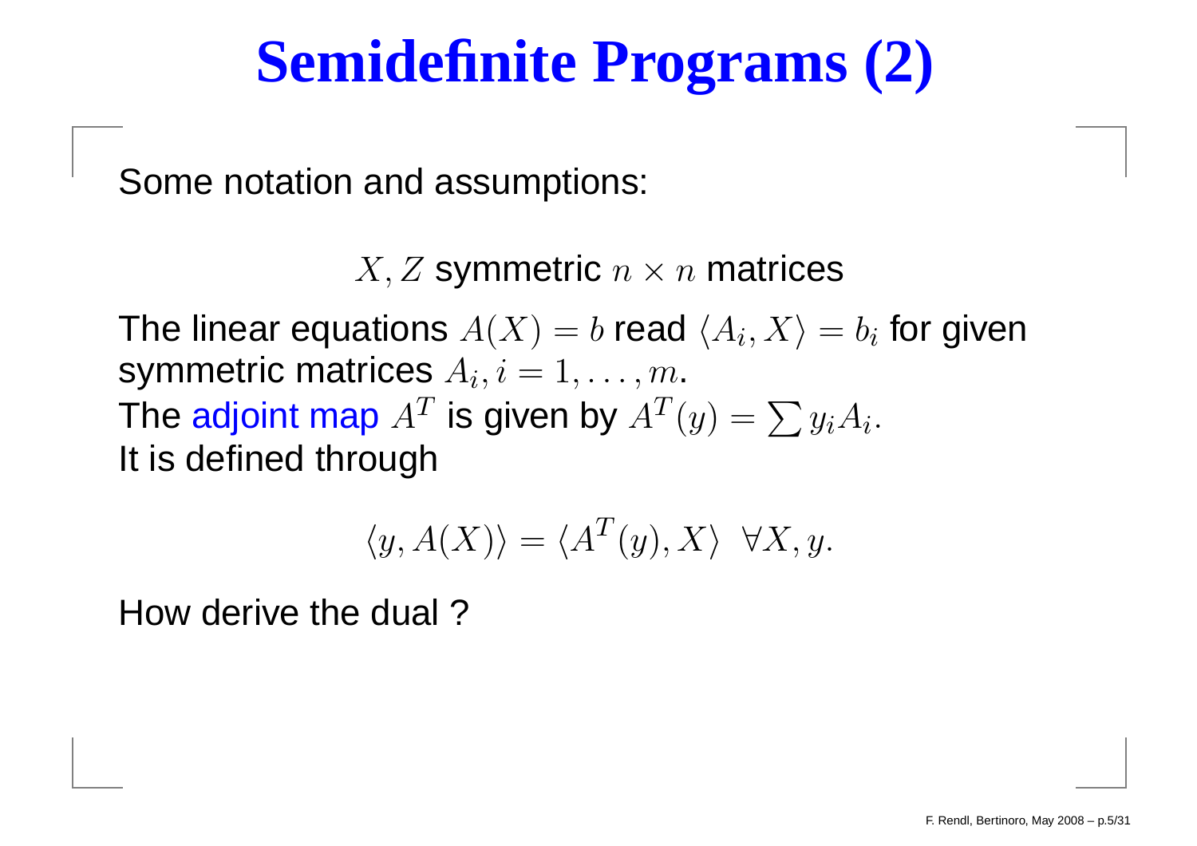# Semidefinite Programs (2)

Some notation and assumptions:

$X, Z$ symmetric $n \times n$ matrices

The linear equations $A(X) = b$ read $\langle A_i, X \rangle = b_i$ for given symmetric matrices $A_i, i = 1, \ldots, m$.
The adjoint map $A^T$ is given by $A^T(y) = \sum y_i A_i$.
It is defined through

$$\langle y, A(X) \rangle = \langle A^T(y), X \rangle \ \ \forall X, y.$$

How derive the dual ?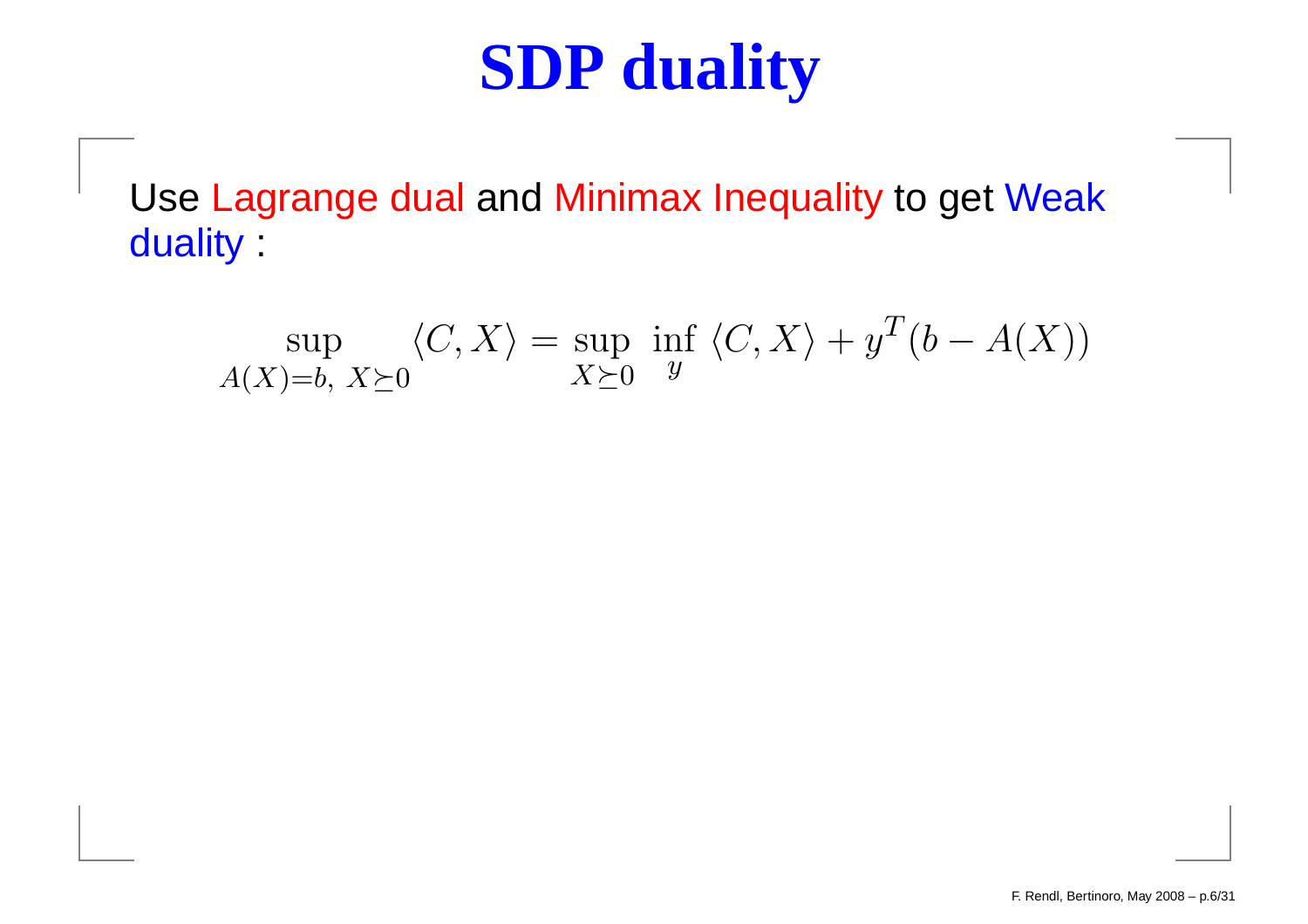# SDP duality

Use Lagrange dual and Minimax Inequality to get Weak duality :

$$\sup_{A(X)=b,\ X\succeq 0} \langle C, X\rangle = \sup_{X\succeq 0}\ \inf_{y}\ \langle C, X\rangle + y^T(b - A(X))$$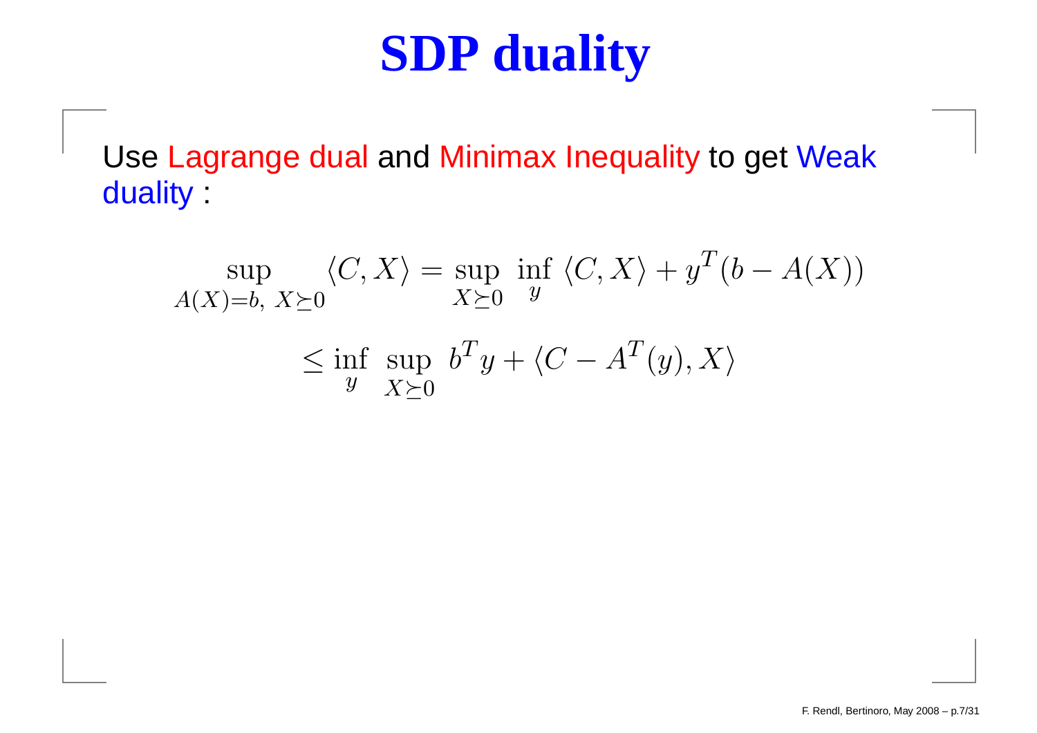# SDP duality

Use Lagrange dual and Minimax Inequality to get Weak duality :

$$\sup_{A(X)=b,\ X\succeq 0} \langle C, X\rangle = \sup_{X\succeq 0}\ \inf_{y}\ \langle C, X\rangle + y^T(b - A(X))$$

$$\leq \inf_{y}\ \sup_{X\succeq 0}\ b^T y + \langle C - A^T(y), X\rangle$$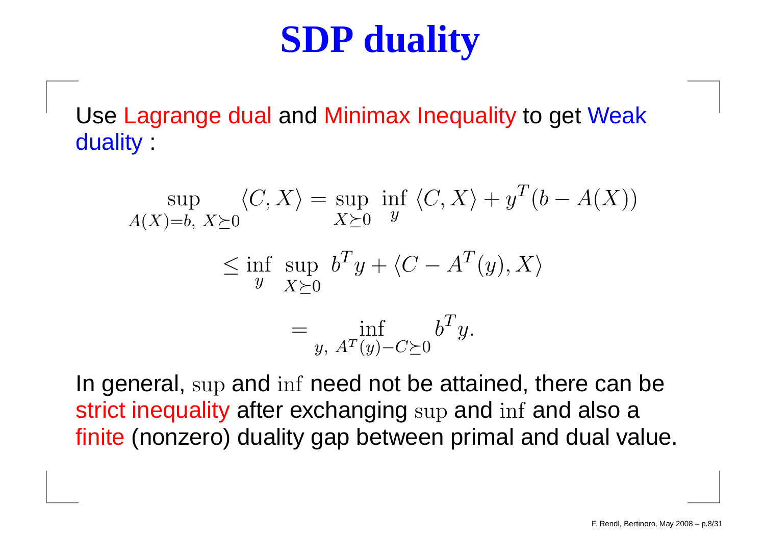# SDP duality

Use Lagrange dual and Minimax Inequality to get Weak duality :

$$
\sup_{A(X)=b,\ X\succeq 0} \langle C, X\rangle = \sup_{X\succeq 0}\ \inf_{y}\ \langle C, X\rangle + y^T(b - A(X))
$$

$$
\leq \inf_{y}\ \sup_{X\succeq 0}\ b^T y + \langle C - A^T(y), X\rangle
$$

$$
= \inf_{y,\ A^T(y)-C\succeq 0} b^T y.
$$

In general, $\sup$ and $\inf$ need not be attained, there can be strict inequality after exchanging $\sup$ and $\inf$ and also a finite (nonzero) duality gap between primal and dual value.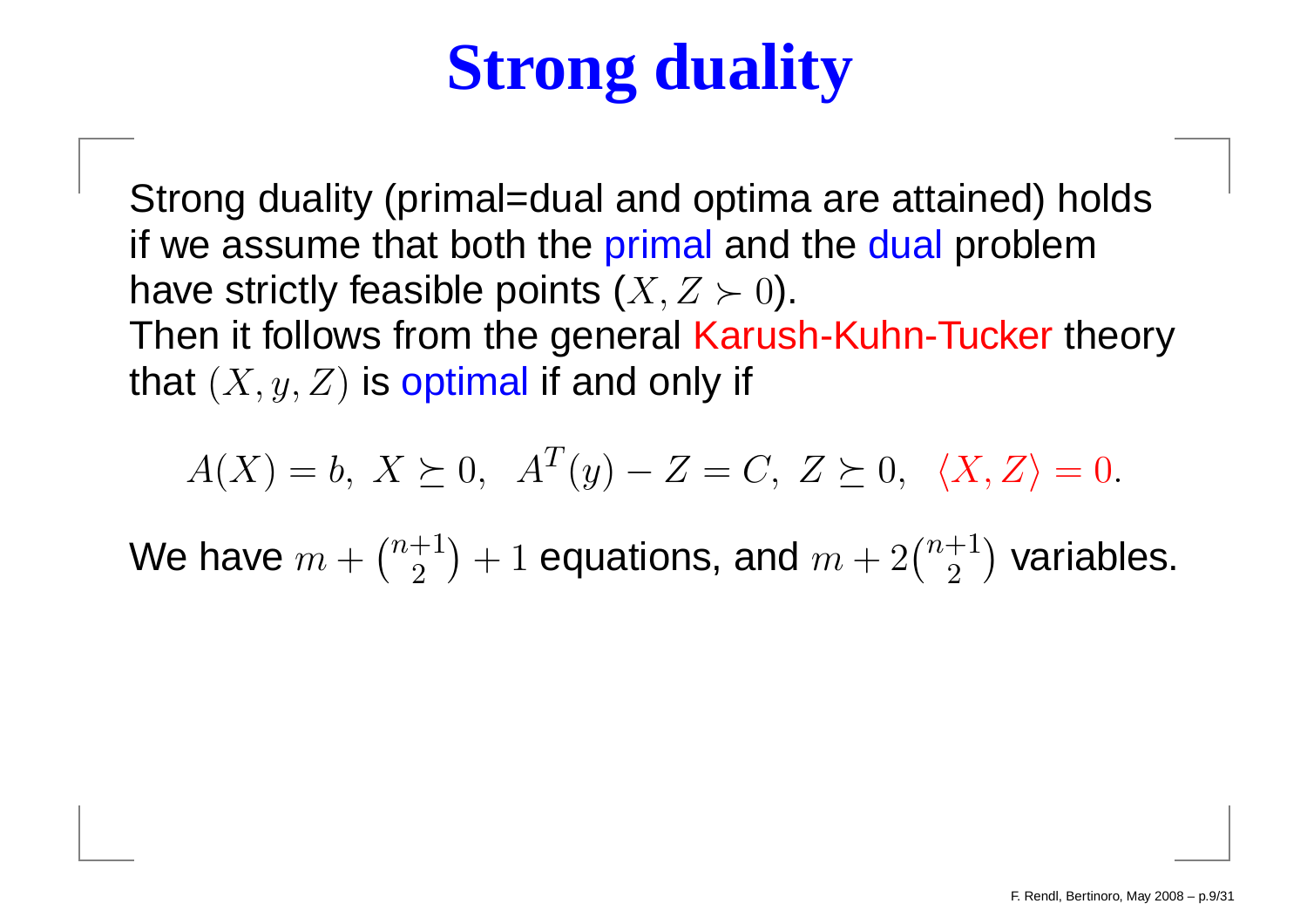# Strong duality

Strong duality (primal=dual and optima are attained) holds if we assume that both the primal and the dual problem have strictly feasible points ($X, Z \succ 0$).
Then it follows from the general Karush-Kuhn-Tucker theory that $(X, y, Z)$ is optimal if and only if

$$A(X) = b, \; X \succeq 0, \;\; A^T(y) - Z = C, \; Z \succeq 0, \;\; \langle X, Z \rangle = 0.$$

We have $m + \binom{n+1}{2} + 1$ equations, and $m + 2\binom{n+1}{2}$ variables.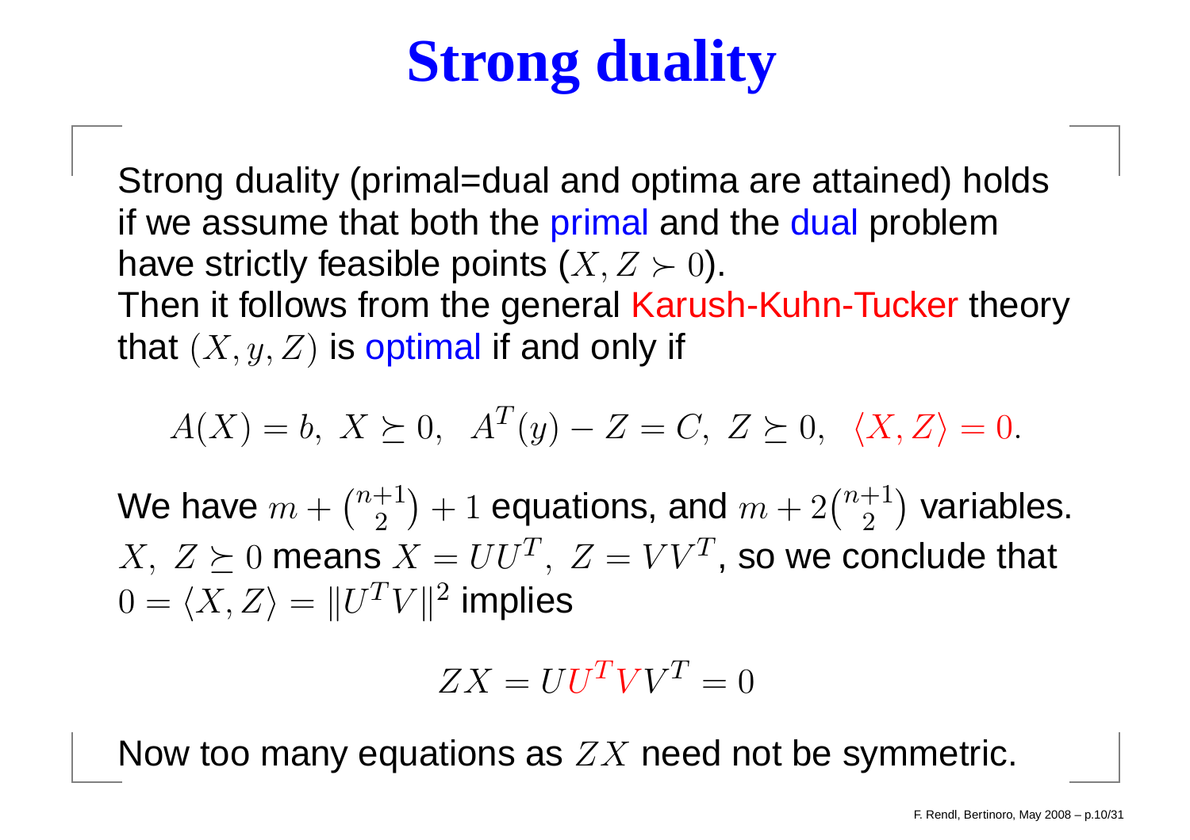# Strong duality

Strong duality (primal=dual and optima are attained) holds if we assume that both the primal and the dual problem have strictly feasible points ($X, Z \succ 0$).
Then it follows from the general Karush-Kuhn-Tucker theory that $(X, y, Z)$ is optimal if and only if

$$A(X) = b, \; X \succeq 0, \;\; A^T(y) - Z = C, \; Z \succeq 0, \;\; \langle X, Z \rangle = 0.$$

We have $m + \binom{n+1}{2} + 1$ equations, and $m + 2\binom{n+1}{2}$ variables.
$X, \; Z \succeq 0$ means $X = UU^T, \; Z = VV^T$, so we conclude that $0 = \langle X, Z \rangle = \|U^T V\|^2$ implies

$$ZX = UU^T V V^T = 0$$

Now too many equations as $ZX$ need not be symmetric.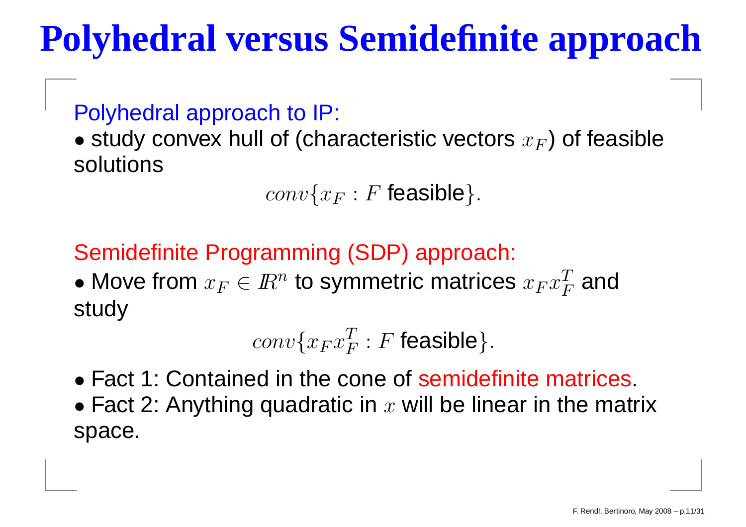# Polyhedral versus Semidefinite approach

Polyhedral approach to IP:

- study convex hull of (characteristic vectors $x_F$) of feasible solutions

$$conv\{x_F : F \text{ feasible}\}.$$

Semidefinite Programming (SDP) approach:

- Move from $x_F \in \mathbb{R}^n$ to symmetric matrices $x_F x_F^T$ and study

$$conv\{x_F x_F^T : F \text{ feasible}\}.$$

- Fact 1: Contained in the cone of semidefinite matrices.
- Fact 2: Anything quadratic in $x$ will be linear in the matrix space.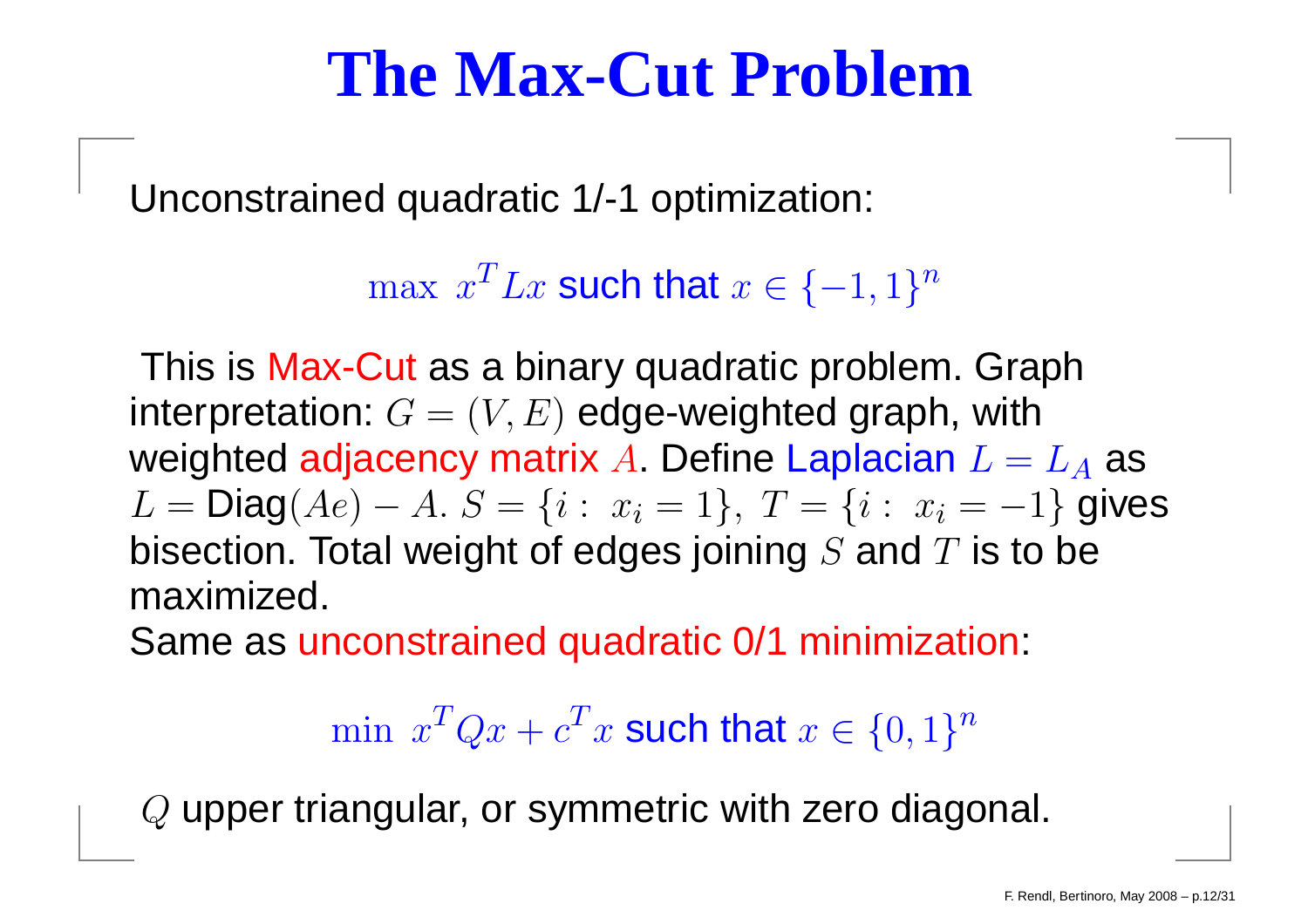# The Max-Cut Problem

Unconstrained quadratic 1/-1 optimization:

$$\max \ x^T L x \text{ such that } x \in \{-1, 1\}^n$$

This is Max-Cut as a binary quadratic problem. Graph interpretation: $G = (V, E)$ edge-weighted graph, with weighted adjacency matrix $A$. Define Laplacian $L = L_A$ as $L = \text{Diag}(Ae) - A$. $S = \{i : \ x_i = 1\}, \ T = \{i : \ x_i = -1\}$ gives bisection. Total weight of edges joining $S$ and $T$ is to be maximized.

Same as unconstrained quadratic 0/1 minimization:

$$\min \ x^T Q x + c^T x \text{ such that } x \in \{0, 1\}^n$$

$Q$ upper triangular, or symmetric with zero diagonal.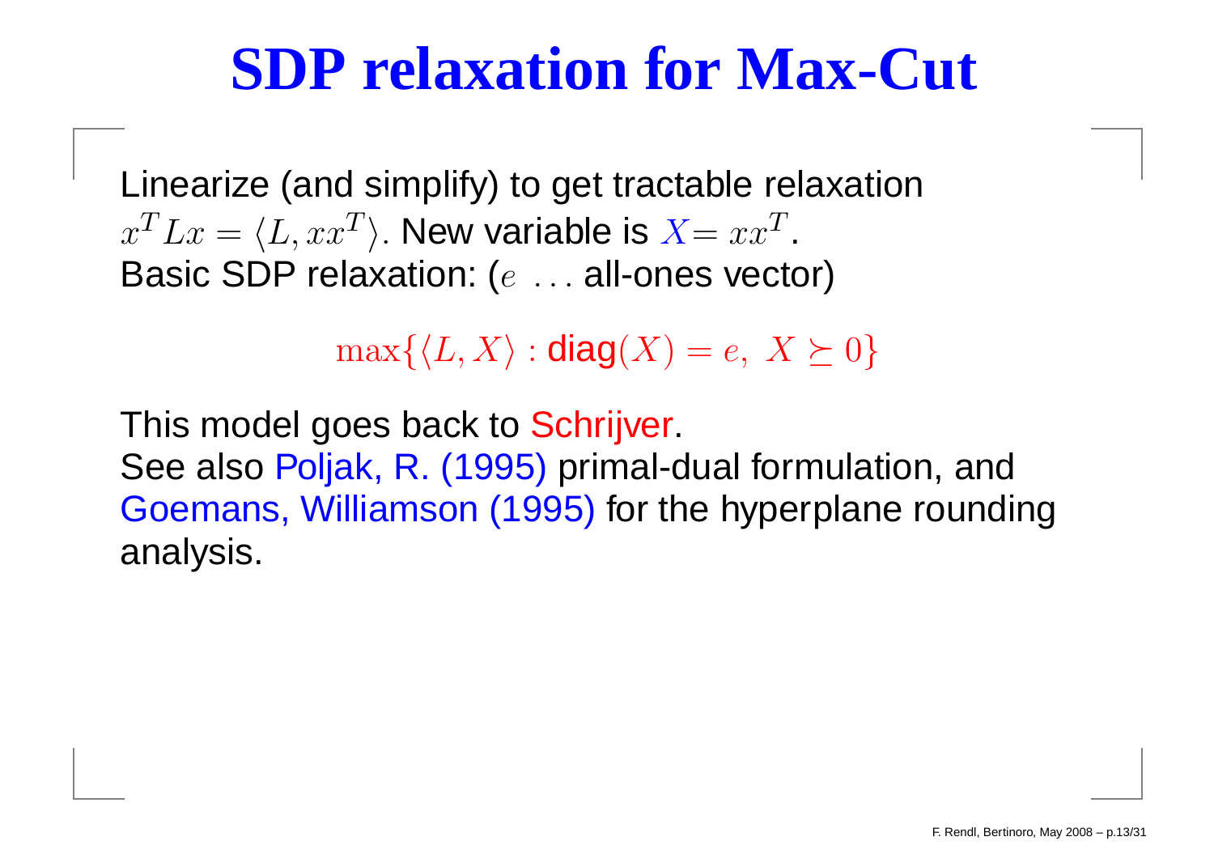# SDP relaxation for Max-Cut

Linearize (and simplify) to get tractable relaxation
$x^T L x = \langle L, xx^T \rangle$. New variable is $X = xx^T$.
Basic SDP relaxation: ($e$ ... all-ones vector)

$$\max\{\langle L, X \rangle : \text{diag}(X) = e,\ X \succeq 0\}$$

This model goes back to Schrijver.
See also Poljak, R. (1995) primal-dual formulation, and Goemans, Williamson (1995) for the hyperplane rounding analysis.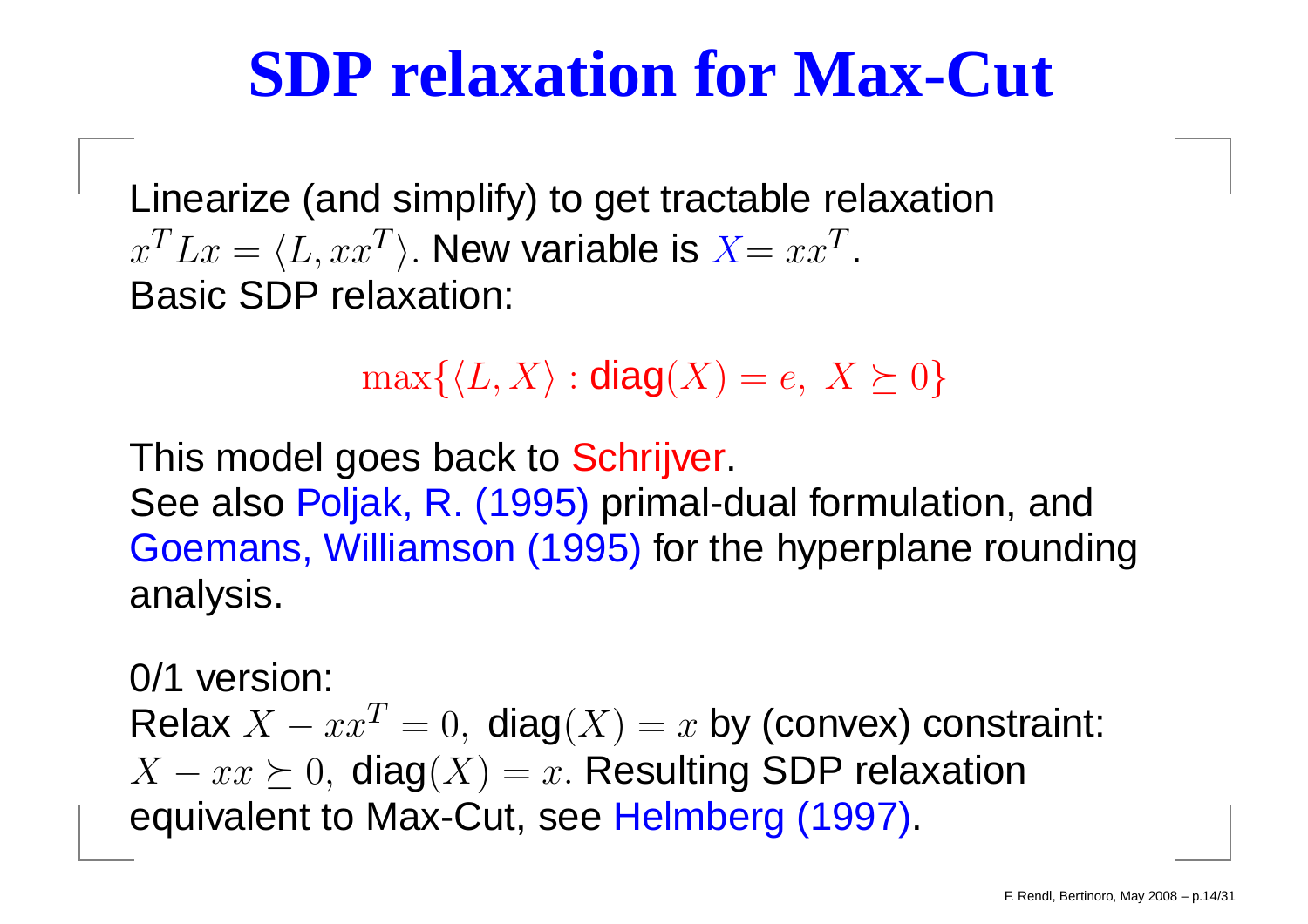# SDP relaxation for Max-Cut

Linearize (and simplify) to get tractable relaxation $x^T Lx = \langle L, xx^T \rangle$. New variable is $X = xx^T$.
Basic SDP relaxation:

$$\max\{\langle L, X\rangle : \mathrm{diag}(X) = e,\ X \succeq 0\}$$

This model goes back to Schrijver.
See also Poljak, R. (1995) primal-dual formulation, and Goemans, Williamson (1995) for the hyperplane rounding analysis.

0/1 version:
Relax $X - xx^T = 0,\ \mathrm{diag}(X) = x$ by (convex) constraint: $X - xx \succeq 0,\ \mathrm{diag}(X) = x$. Resulting SDP relaxation equivalent to Max-Cut, see Helmberg (1997).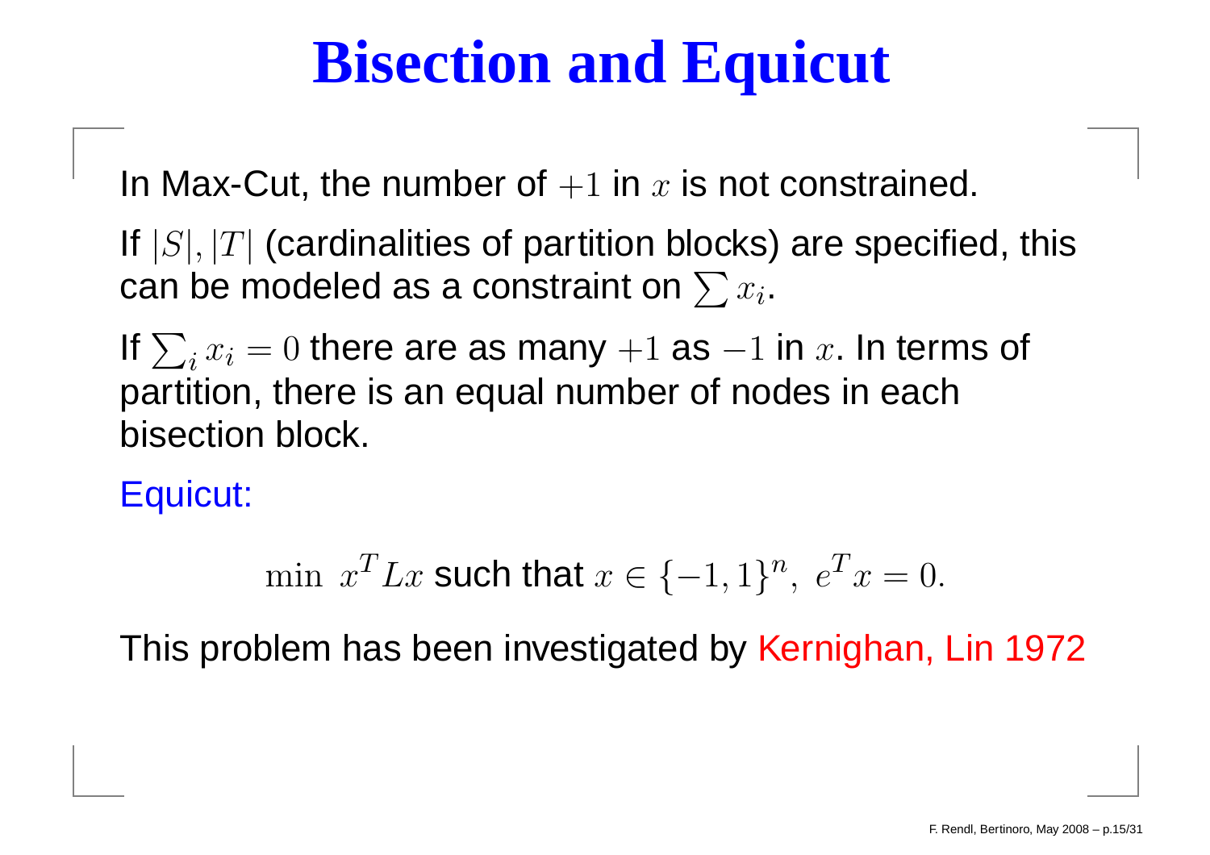# Bisection and Equicut

In Max-Cut, the number of $+1$ in $x$ is not constrained.

If $|S|, |T|$ (cardinalities of partition blocks) are specified, this can be modeled as a constraint on $\sum x_i$.

If $\sum_i x_i = 0$ there are as many $+1$ as $-1$ in $x$. In terms of partition, there is an equal number of nodes in each bisection block.

Equicut:

$$\min \ x^T L x \text{ such that } x \in \{-1, 1\}^n, \ e^T x = 0.$$

This problem has been investigated by Kernighan, Lin 1972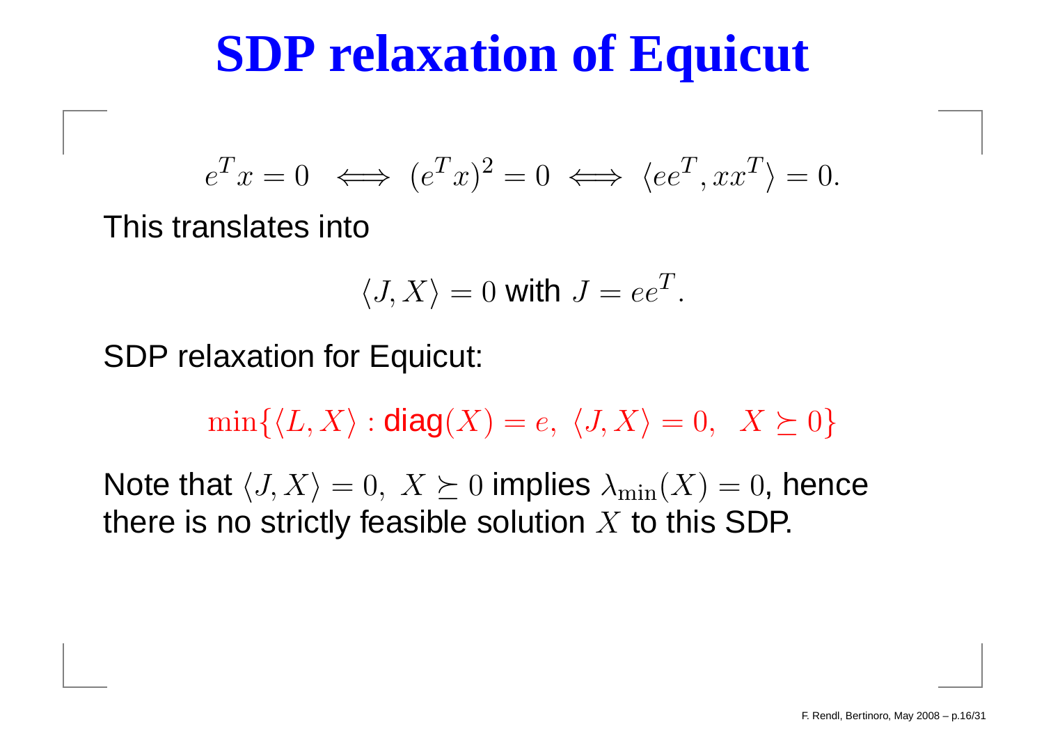# SDP relaxation of Equicut

$$e^T x = 0 \iff (e^T x)^2 = 0 \iff \langle ee^T, xx^T \rangle = 0.$$

This translates into

$$\langle J, X \rangle = 0 \text{ with } J = ee^T.$$

SDP relaxation for Equicut:

$$\min\{\langle L, X \rangle : \text{diag}(X) = e, \ \langle J, X \rangle = 0, \ \ X \succeq 0\}$$

Note that $\langle J, X \rangle = 0, \ X \succeq 0$ implies $\lambda_{\min}(X) = 0$, hence there is no strictly feasible solution $X$ to this SDP.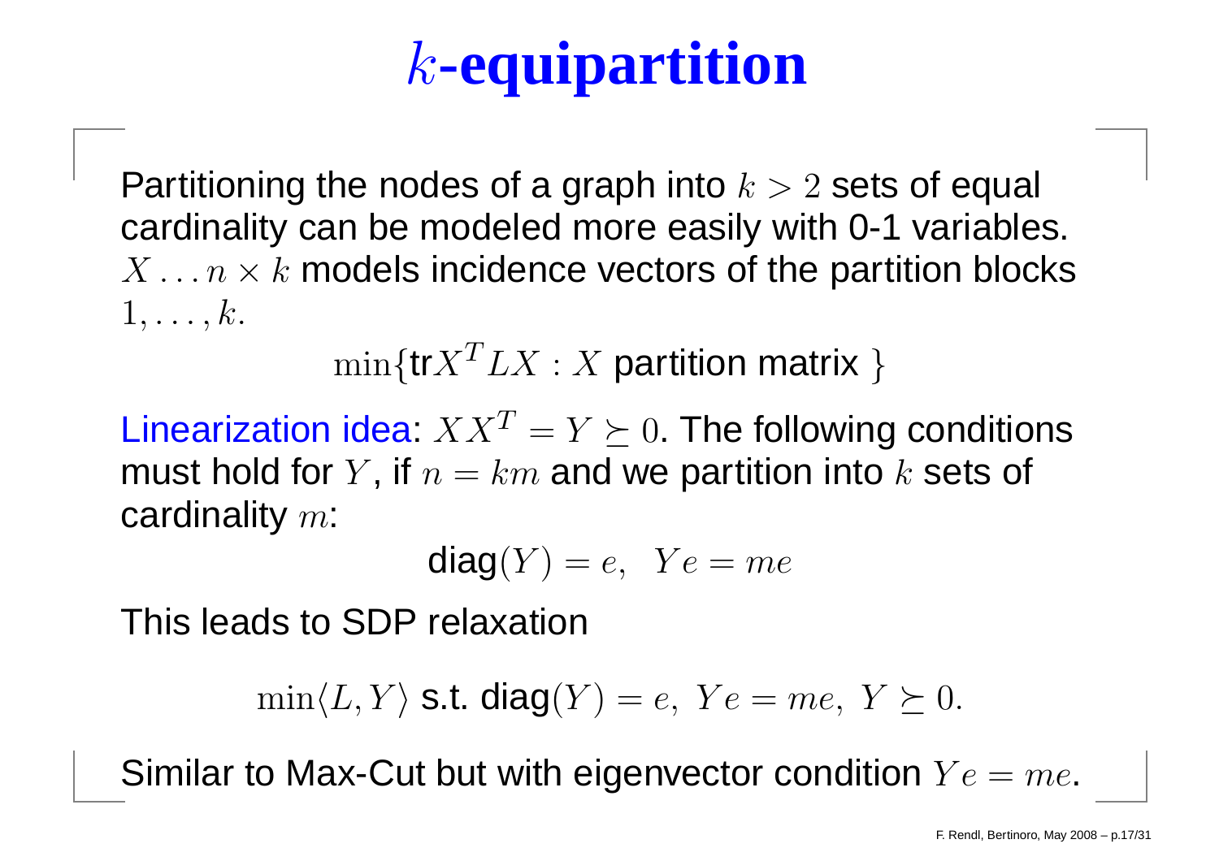# $k$-equipartition

Partitioning the nodes of a graph into $k > 2$ sets of equal cardinality can be modeled more easily with 0-1 variables. $X \ldots n \times k$ models incidence vectors of the partition blocks $1, \ldots, k$.

$$\min\{\text{tr} X^T L X : X \text{ partition matrix } \}$$

Linearization idea: $XX^T = Y \succeq 0$. The following conditions must hold for $Y$, if $n = km$ and we partition into $k$ sets of cardinality $m$:

$$\text{diag}(Y) = e, \;\; Ye = me$$

This leads to SDP relaxation

$$\min\langle L, Y\rangle \text{ s.t. } \text{diag}(Y) = e, \; Ye = me, \; Y \succeq 0.$$

Similar to Max-Cut but with eigenvector condition $Ye = me$.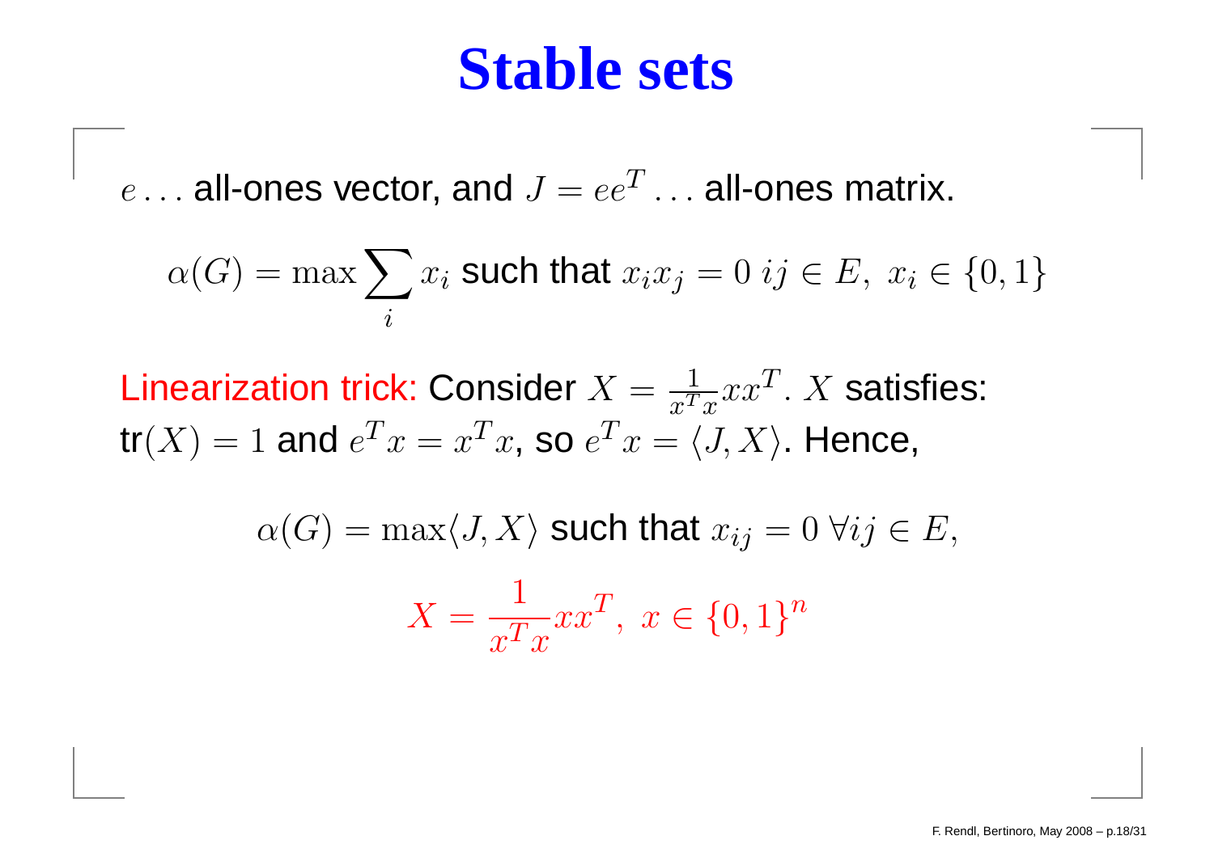# Stable sets

$e \ldots$ all-ones vector, and $J = ee^T \ldots$ all-ones matrix.

$$\alpha(G) = \max \sum_i x_i \text{ such that } x_i x_j = 0 \; ij \in E, \; x_i \in \{0, 1\}$$

Linearization trick: Consider $X = \frac{1}{x^T x} x x^T$. $X$ satisfies: $\text{tr}(X) = 1$ and $e^T x = x^T x$, so $e^T x = \langle J, X \rangle$. Hence,

$$\alpha(G) = \max \langle J, X \rangle \text{ such that } x_{ij} = 0 \; \forall ij \in E,$$

$$X = \frac{1}{x^T x} x x^T, \; x \in \{0, 1\}^n$$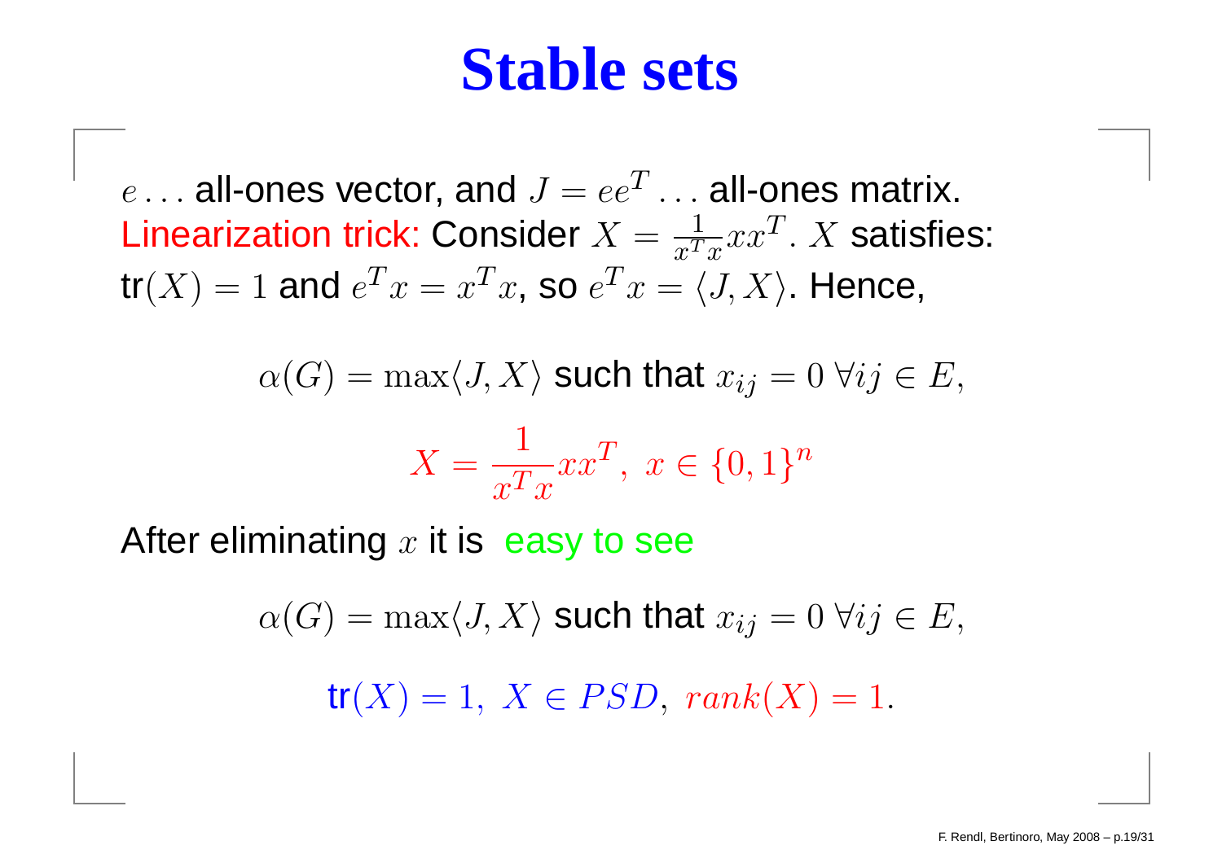# Stable sets

$e \ldots$ all-ones vector, and $J = ee^T \ldots$ all-ones matrix.
Linearization trick: Consider $X = \frac{1}{x^T x} x x^T$. $X$ satisfies:
$\text{tr}(X) = 1$ and $e^T x = x^T x$, so $e^T x = \langle J, X \rangle$. Hence,

$$\alpha(G) = \max \langle J, X \rangle \text{ such that } x_{ij} = 0 \; \forall ij \in E,$$

$$X = \frac{1}{x^T x} x x^T, \; x \in \{0,1\}^n$$

After eliminating $x$ it is easy to see

$$\alpha(G) = \max \langle J, X \rangle \text{ such that } x_{ij} = 0 \; \forall ij \in E,$$

$$\text{tr}(X) = 1, \; X \in PSD, \; rank(X) = 1.$$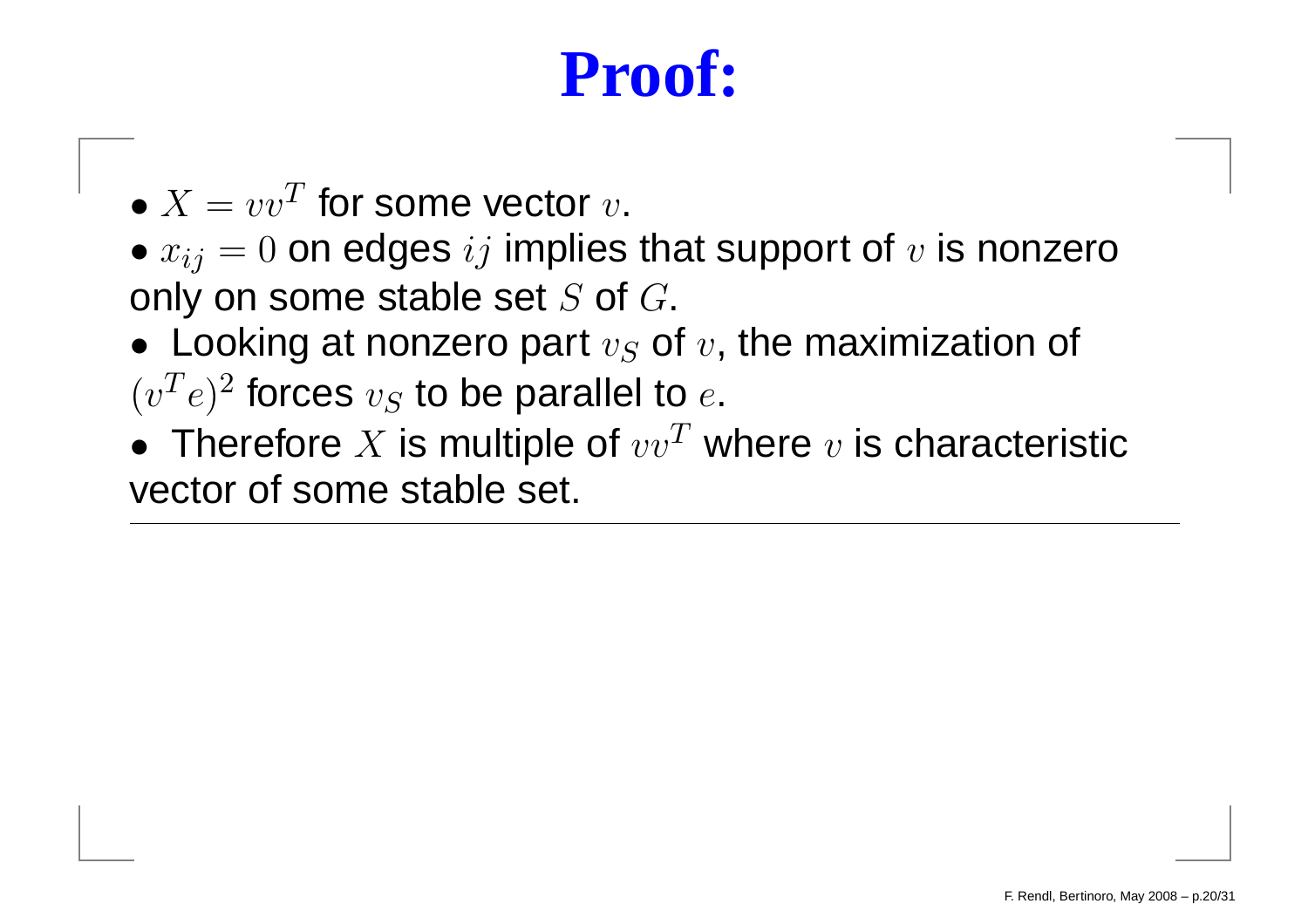# Proof:

- $X = vv^T$ for some vector $v$.
- $x_{ij} = 0$ on edges $ij$ implies that support of $v$ is nonzero only on some stable set $S$ of $G$.
- Looking at nonzero part $v_S$ of $v$, the maximization of $(v^T e)^2$ forces $v_S$ to be parallel to $e$.
- Therefore $X$ is multiple of $vv^T$ where $v$ is characteristic vector of some stable set.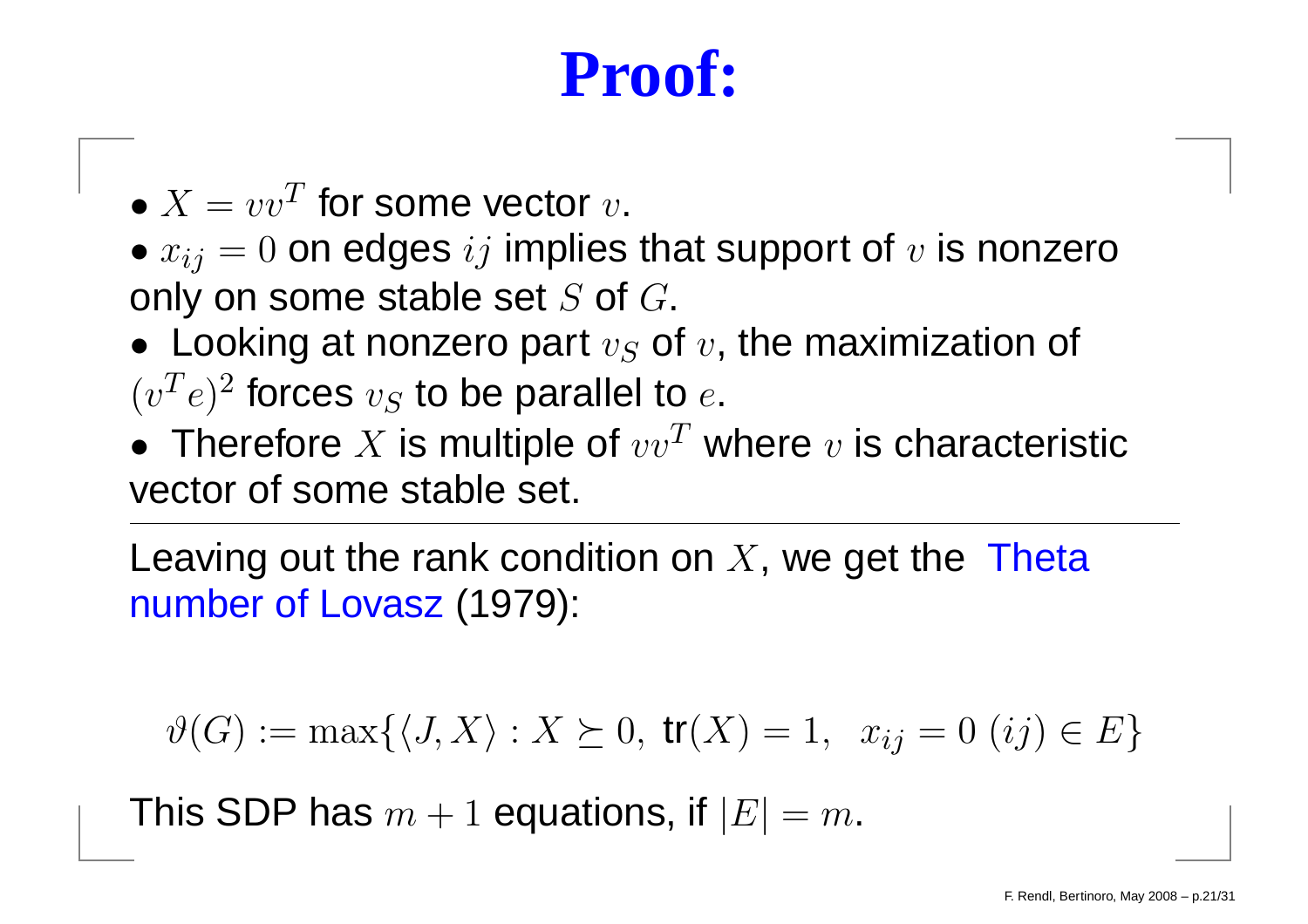# Proof:

- $X = vv^T$ for some vector $v$.
- $x_{ij} = 0$ on edges $ij$ implies that support of $v$ is nonzero only on some stable set $S$ of $G$.
- Looking at nonzero part $v_S$ of $v$, the maximization of $(v^T e)^2$ forces $v_S$ to be parallel to $e$.
- Therefore $X$ is multiple of $vv^T$ where $v$ is characteristic vector of some stable set.

---

Leaving out the rank condition on $X$, we get the Theta number of Lovasz (1979):

$$\vartheta(G) := \max\{\langle J, X \rangle : X \succeq 0, \ \mathrm{tr}(X) = 1, \ \ x_{ij} = 0 \ (ij) \in E\}$$

This SDP has $m + 1$ equations, if $|E| = m$.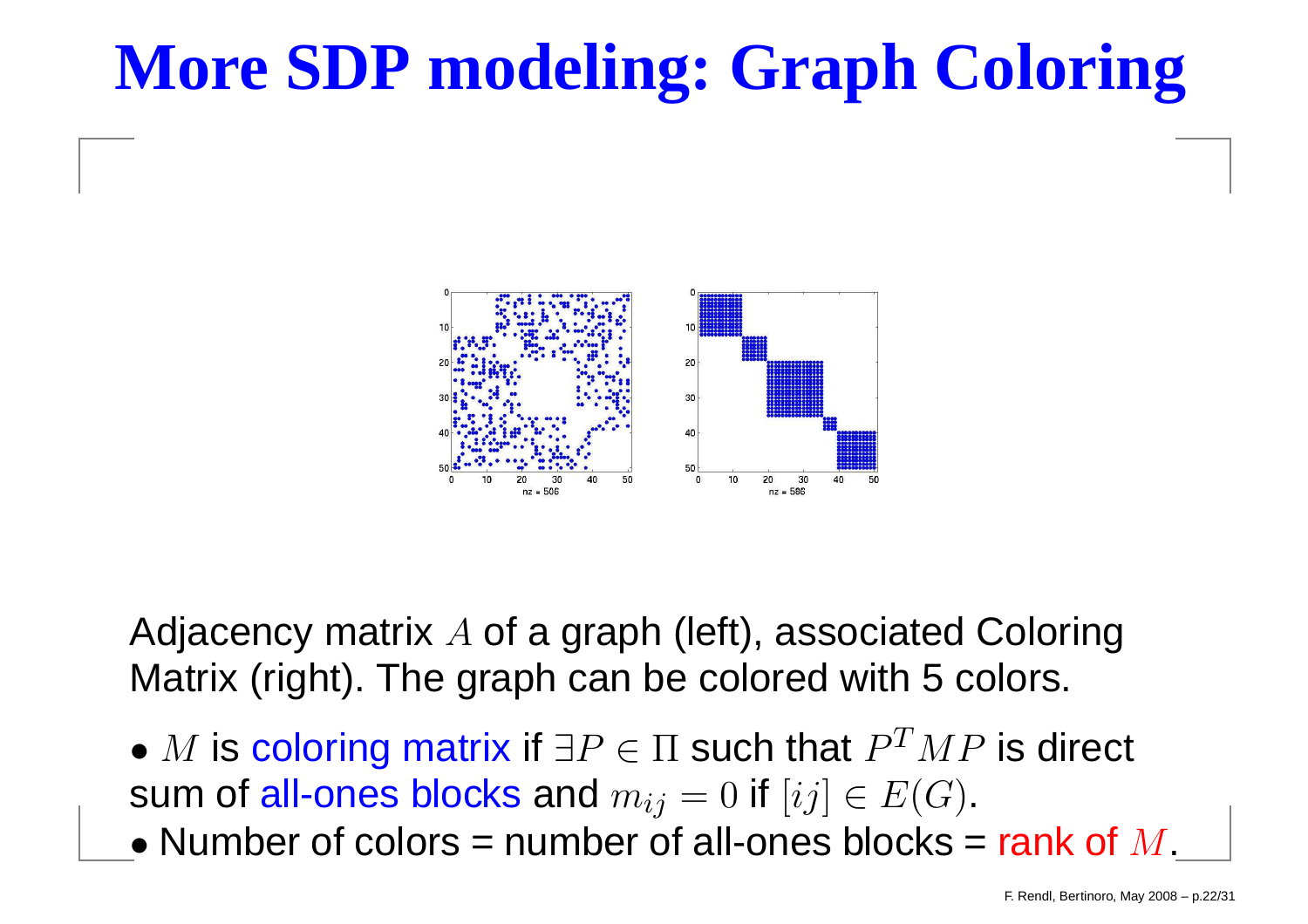# More SDP modeling: Graph Coloring

Adjacency matrix $A$ of a graph (left), associated Coloring Matrix (right). The graph can be colored with 5 colors.

- $M$ is coloring matrix if $\exists P \in \Pi$ such that $P^T M P$ is direct sum of all-ones blocks and $m_{ij} = 0$ if $[ij] \in E(G)$.
- Number of colors = number of all-ones blocks = rank of $M$.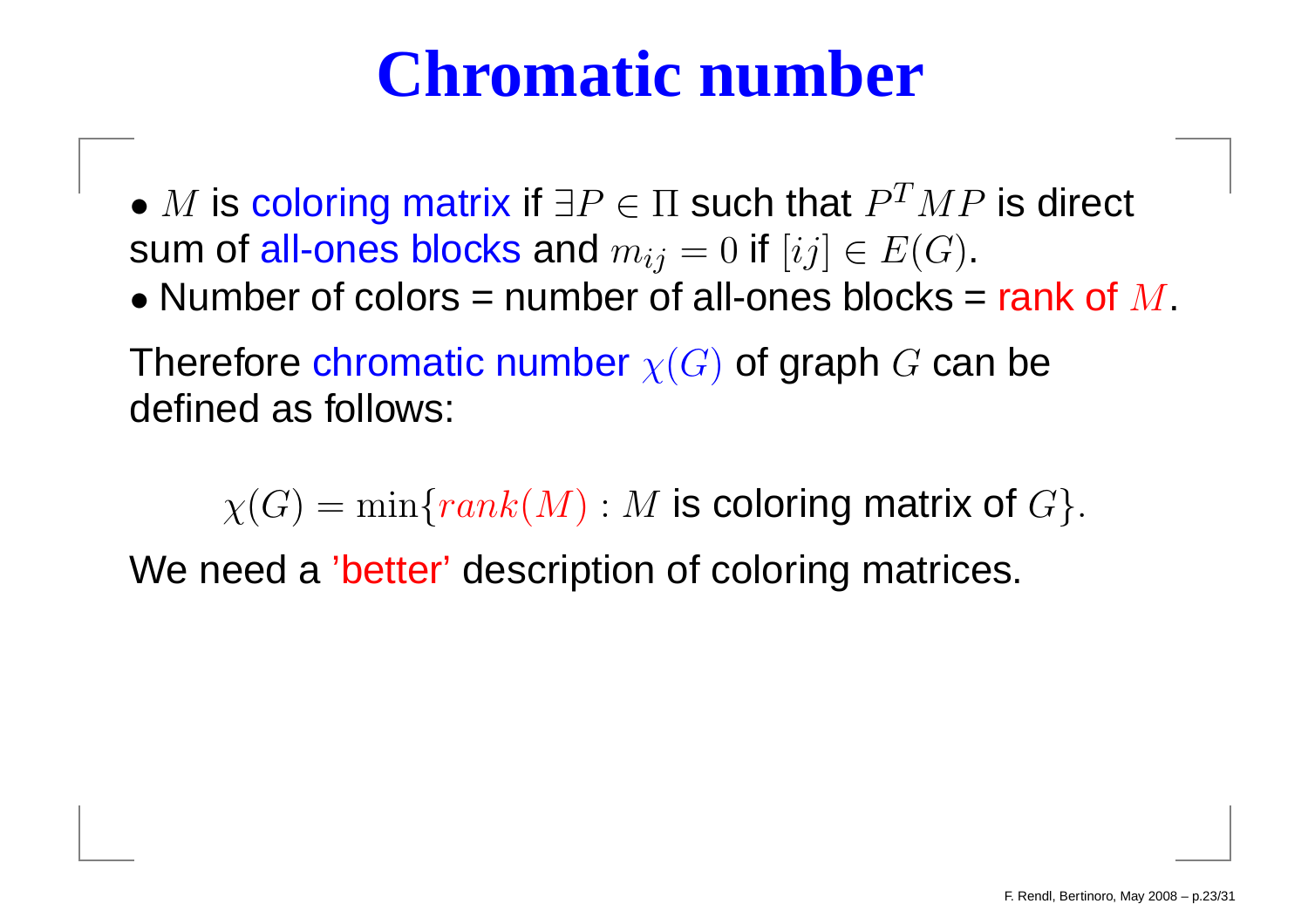# Chromatic number

- $M$ is coloring matrix if $\exists P \in \Pi$ such that $P^T M P$ is direct sum of all-ones blocks and $m_{ij} = 0$ if $[ij] \in E(G)$.
- Number of colors = number of all-ones blocks = rank of $M$.

Therefore chromatic number $\chi(G)$ of graph $G$ can be defined as follows:

$$\chi(G) = \min\{rank(M) : M \text{ is coloring matrix of } G\}.$$

We need a 'better' description of coloring matrices.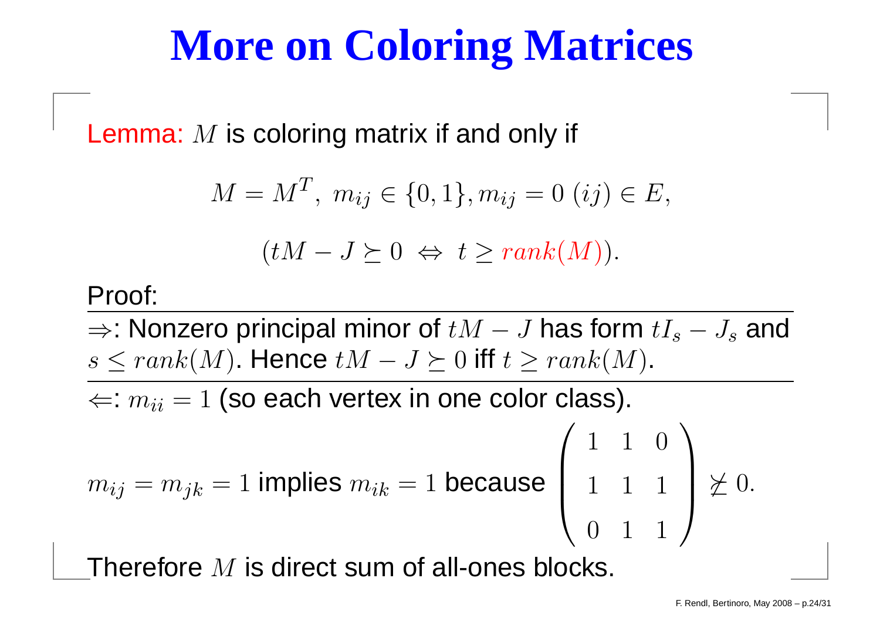# More on Coloring Matrices

Lemma: $M$ is coloring matrix if and only if

$$M = M^T, \ m_{ij} \in \{0,1\}, m_{ij} = 0 \ (ij) \in E,$$

$$(tM - J \succeq 0 \ \Leftrightarrow \ t \geq rank(M)).$$

Proof:

$\Rightarrow$: Nonzero principal minor of $tM - J$ has form $tI_s - J_s$ and $s \leq rank(M)$. Hence $tM - J \succeq 0$ iff $t \geq rank(M)$.

$\Leftarrow$: $m_{ii} = 1$ (so each vertex in one color class).

$m_{ij} = m_{jk} = 1$ implies $m_{ik} = 1$ because $\begin{pmatrix} 1 & 1 & 0 \\ 1 & 1 & 1 \\ 0 & 1 & 1 \end{pmatrix} \not\succeq 0.$

Therefore $M$ is direct sum of all-ones blocks.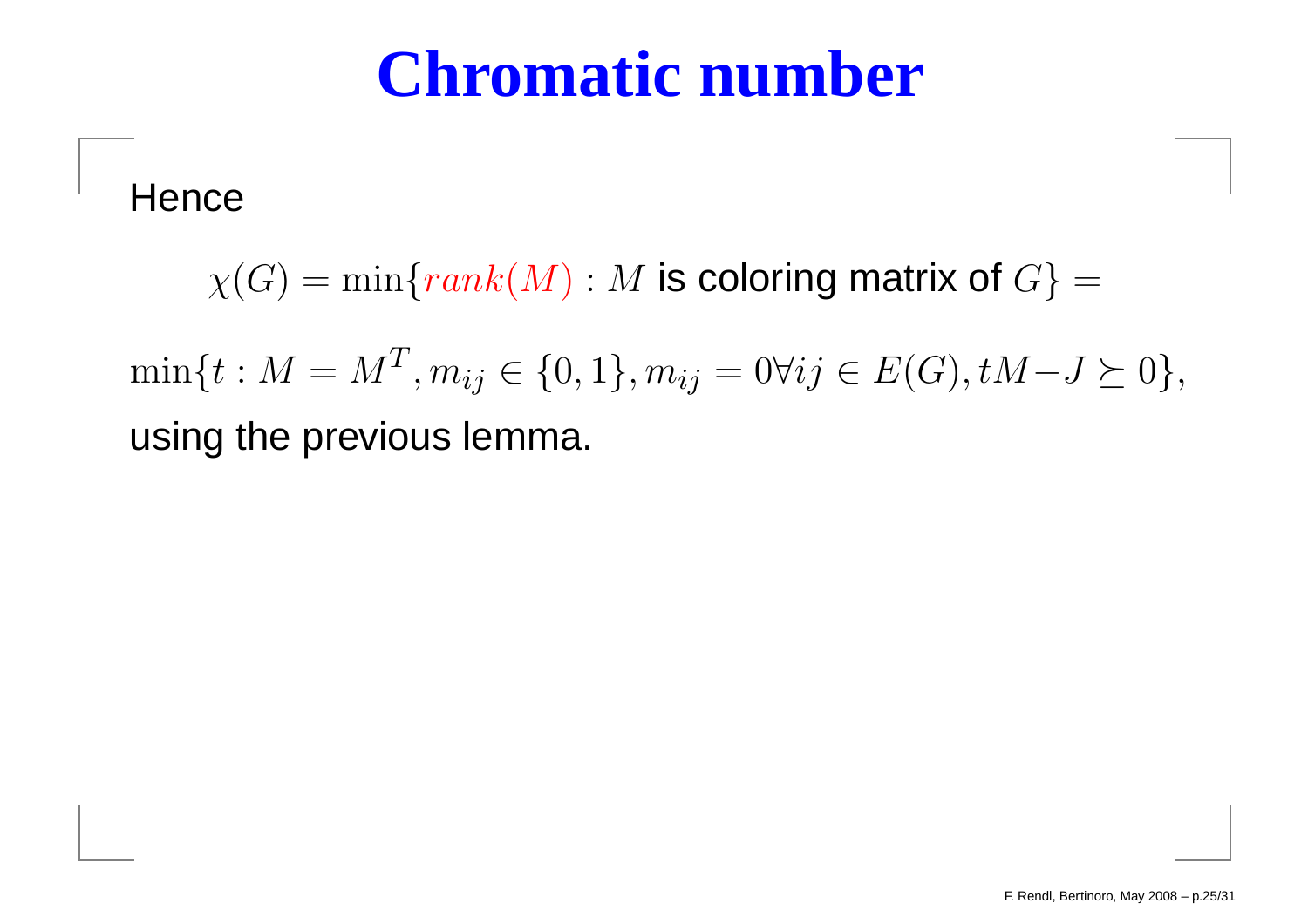# Chromatic number

Hence

$$\chi(G) = \min\{rank(M) : M \text{ is coloring matrix of } G\} =$$

$$\min\{t : M = M^T, m_{ij} \in \{0,1\}, m_{ij} = 0 \forall ij \in E(G), tM - J \succeq 0\},$$

using the previous lemma.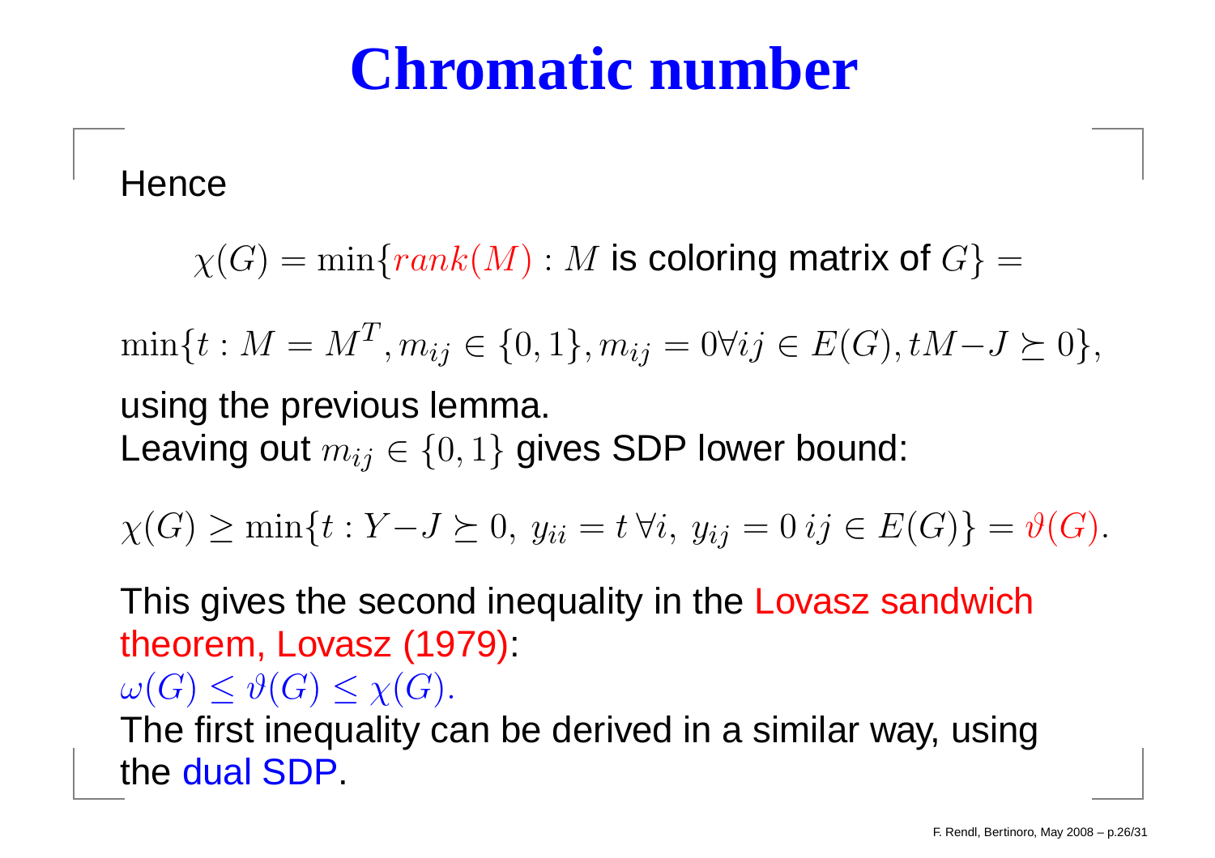# Chromatic number

Hence

$$\chi(G) = \min\{rank(M) : M \text{ is coloring matrix of } G\} =$$

$$\min\{t : M = M^T, m_{ij} \in \{0,1\}, m_{ij} = 0 \forall ij \in E(G), tM - J \succeq 0\},$$

using the previous lemma.
Leaving out $m_{ij} \in \{0,1\}$ gives SDP lower bound:

$$\chi(G) \geq \min\{t : Y - J \succeq 0,\ y_{ii} = t\,\forall i,\ y_{ij} = 0\ ij \in E(G)\} = \vartheta(G).$$

This gives the second inequality in the Lovasz sandwich theorem, Lovasz (1979):
$\omega(G) \leq \vartheta(G) \leq \chi(G).$
The first inequality can be derived in a similar way, using the dual SDP.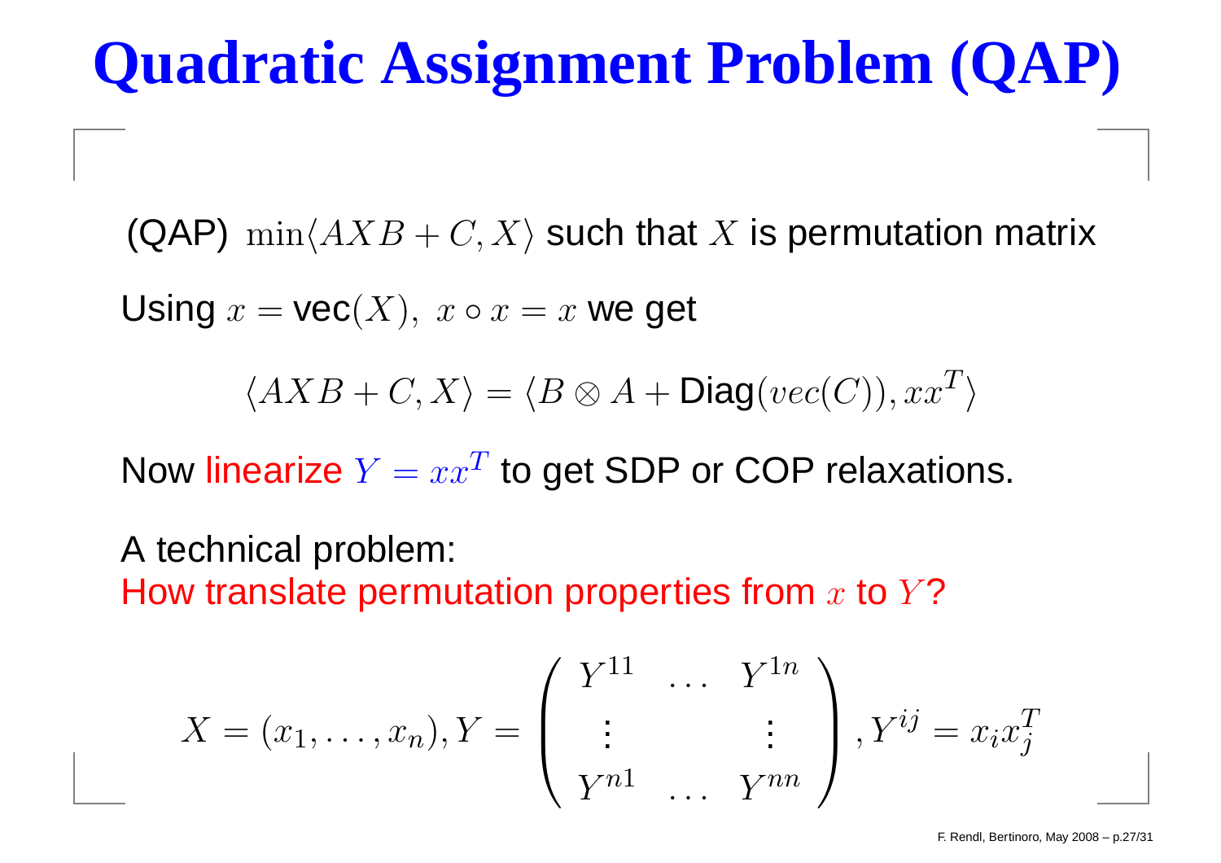# Quadratic Assignment Problem (QAP)

(QAP) $\min\langle AXB + C, X\rangle$ such that $X$ is permutation matrix

Using $x = \text{vec}(X),\ x \circ x = x$ we get

$$\langle AXB + C, X\rangle = \langle B \otimes A + \text{Diag}(vec(C)), xx^T\rangle$$

Now linearize $Y = xx^T$ to get SDP or COP relaxations.

A technical problem:
How translate permutation properties from $x$ to $Y$?

$$X = (x_1, \ldots, x_n), Y = \begin{pmatrix} Y^{11} & \ldots & Y^{1n} \\ \vdots & & \vdots \\ Y^{n1} & \ldots & Y^{nn} \end{pmatrix}, Y^{ij} = x_i x_j^T$$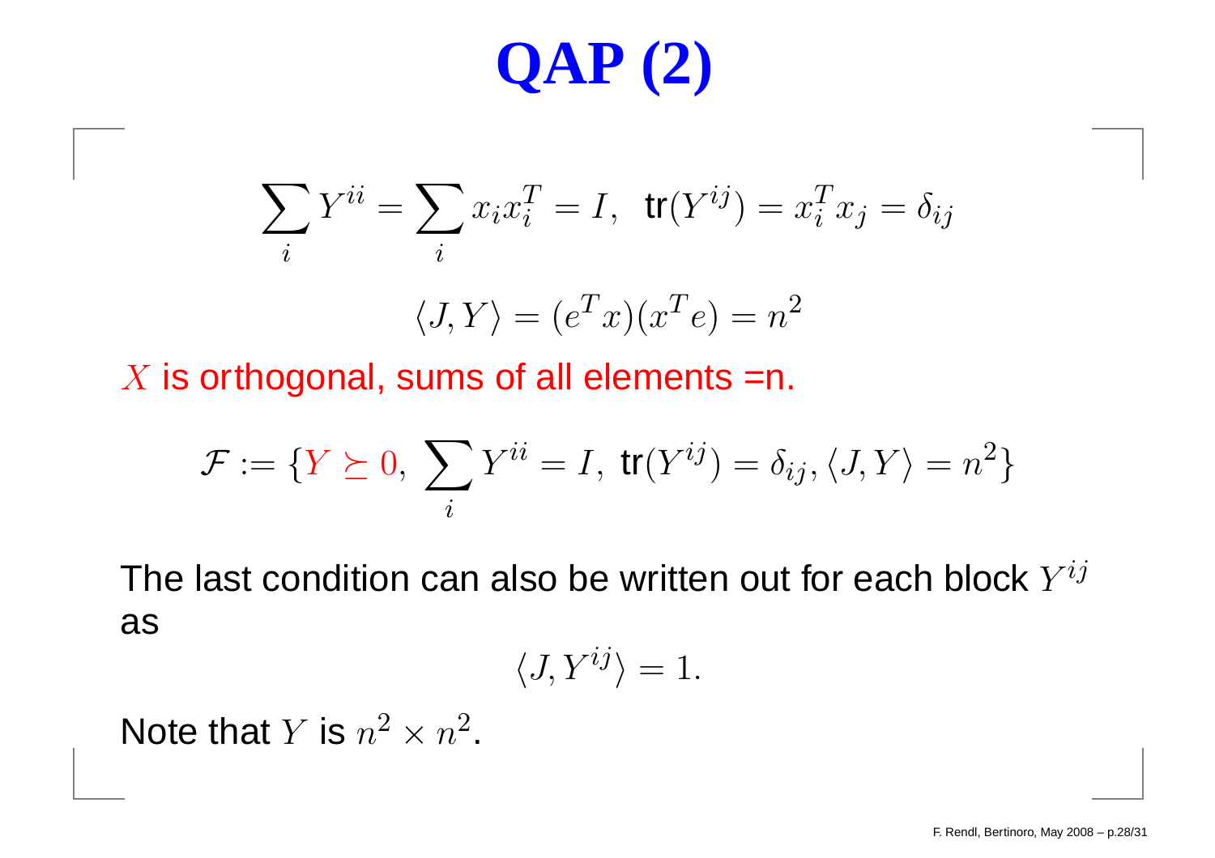# QAP (2)

$$\sum_i Y^{ii} = \sum_i x_i x_i^T = I, \;\; \mathrm{tr}(Y^{ij}) = x_i^T x_j = \delta_{ij}$$

$$\langle J, Y \rangle = (e^T x)(x^T e) = n^2$$

$X$ is orthogonal, sums of all elements =n.

$$\mathcal{F} := \{Y \succeq 0, \; \sum_i Y^{ii} = I, \; \mathrm{tr}(Y^{ij}) = \delta_{ij}, \langle J, Y \rangle = n^2\}$$

The last condition can also be written out for each block $Y^{ij}$ as

$$\langle J, Y^{ij} \rangle = 1.$$

Note that $Y$ is $n^2 \times n^2$.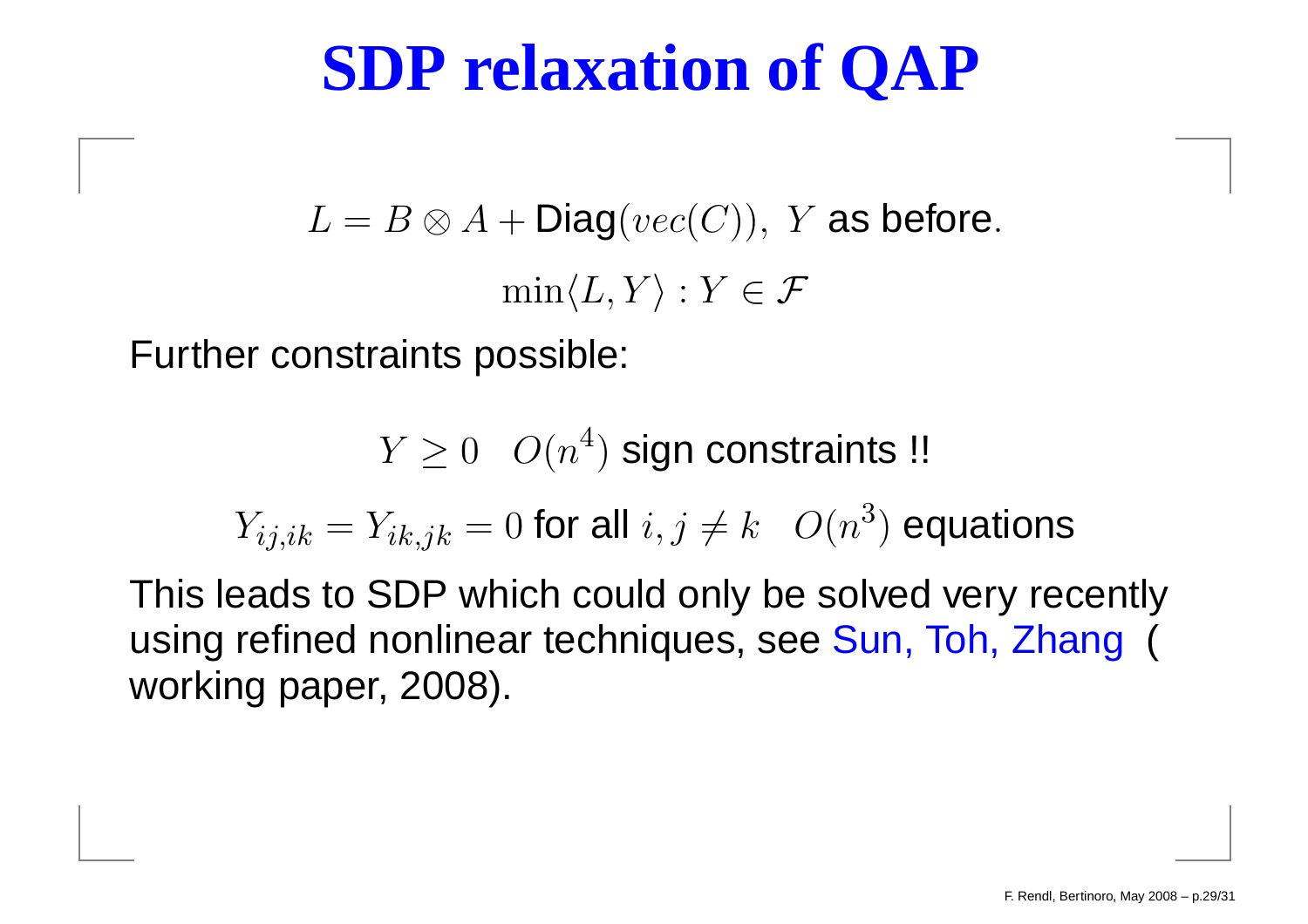# SDP relaxation of QAP

$$L = B \otimes A + \text{Diag}(vec(C)),\ Y \text{ as before}.$$

$$\min \langle L, Y \rangle : Y \in \mathcal{F}$$

Further constraints possible:

$$Y \geq 0 \quad O(n^4) \text{ sign constraints !!}$$

$$Y_{ij,ik} = Y_{ik,jk} = 0 \text{ for all } i, j \neq k \quad O(n^3) \text{ equations}$$

This leads to SDP which could only be solved very recently using refined nonlinear techniques, see Sun, Toh, Zhang ( working paper, 2008).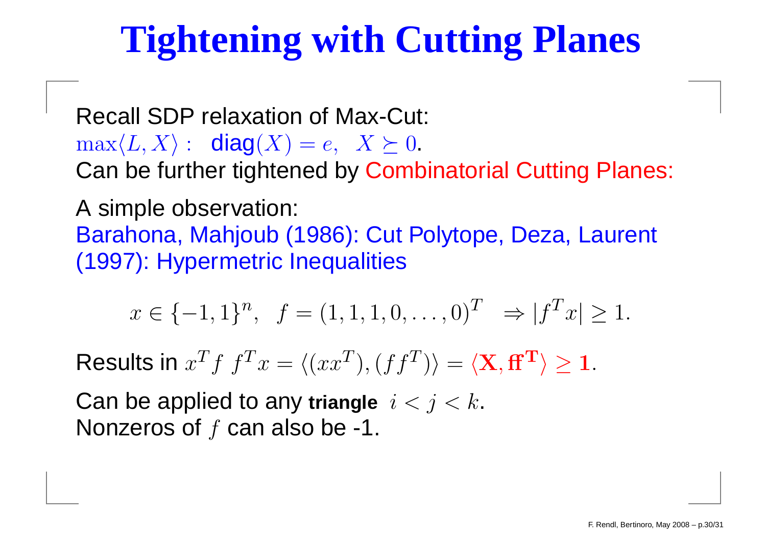# Tightening with Cutting Planes

Recall SDP relaxation of Max-Cut:
$\max\langle L, X\rangle : \ \text{diag}(X) = e, \ \ X \succeq 0$.
Can be further tightened by Combinatorial Cutting Planes:

A simple observation:
Barahona, Mahjoub (1986): Cut Polytope, Deza, Laurent (1997): Hypermetric Inequalities

$$x \in \{-1, 1\}^n, \ \ f = (1, 1, 1, 0, \ldots, 0)^T \ \ \Rightarrow |f^T x| \geq 1.$$

Results in $x^T f \ f^T x = \langle (xx^T), (ff^T)\rangle = \langle \mathbf{X}, \mathbf{ff^T}\rangle \geq \mathbf{1}$.

Can be applied to any **triangle** $i < j < k$.
Nonzeros of $f$ can also be -1.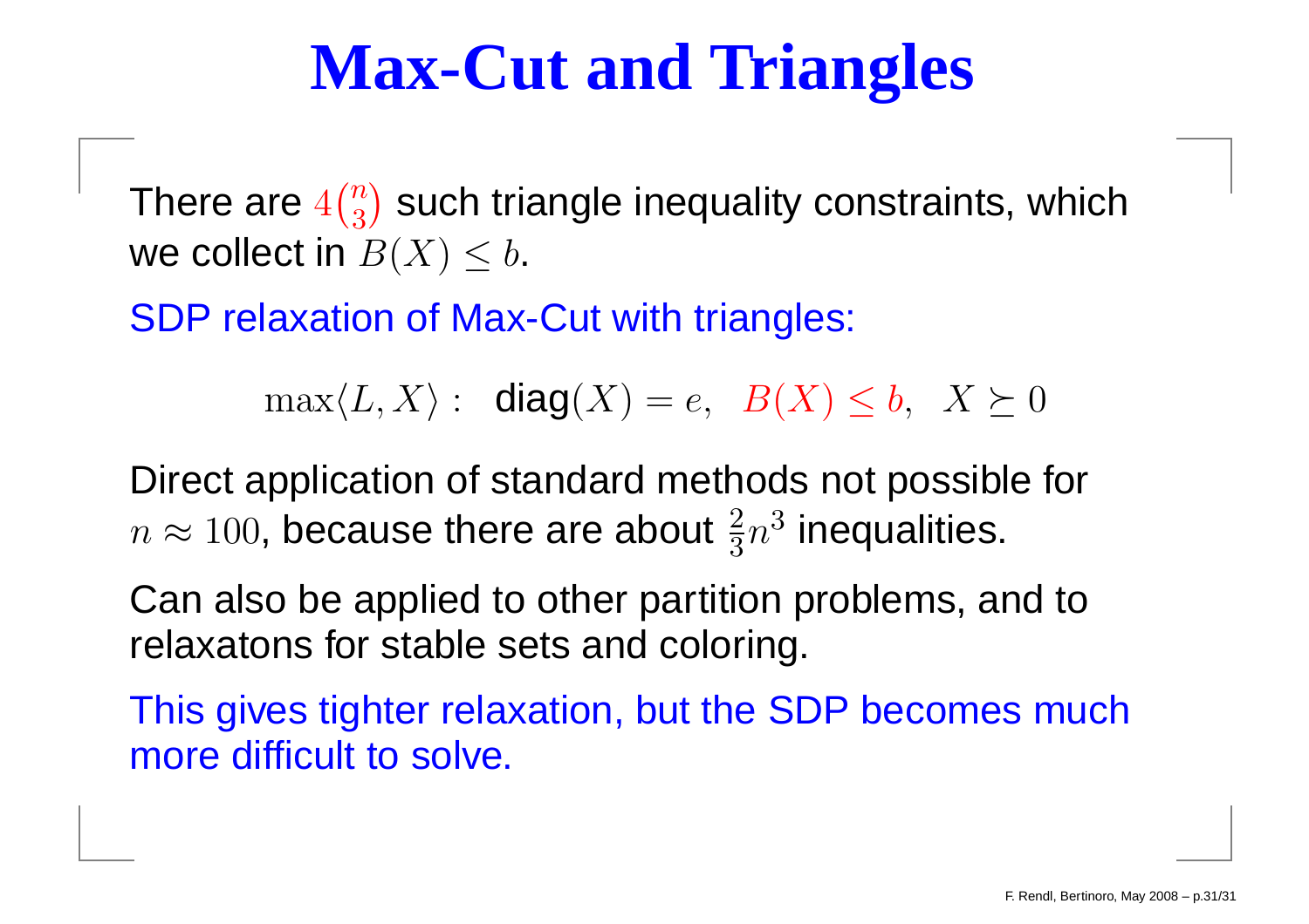# Max-Cut and Triangles

There are $4\binom{n}{3}$ such triangle inequality constraints, which we collect in $B(X) \leq b$.

SDP relaxation of Max-Cut with triangles:

$$\max \langle L, X \rangle : \quad \text{diag}(X) = e, \quad B(X) \leq b, \quad X \succeq 0$$

Direct application of standard methods not possible for $n \approx 100$, because there are about $\frac{2}{3}n^3$ inequalities.

Can also be applied to other partition problems, and to relaxatons for stable sets and coloring.

This gives tighter relaxation, but the SDP becomes much more difficult to solve.